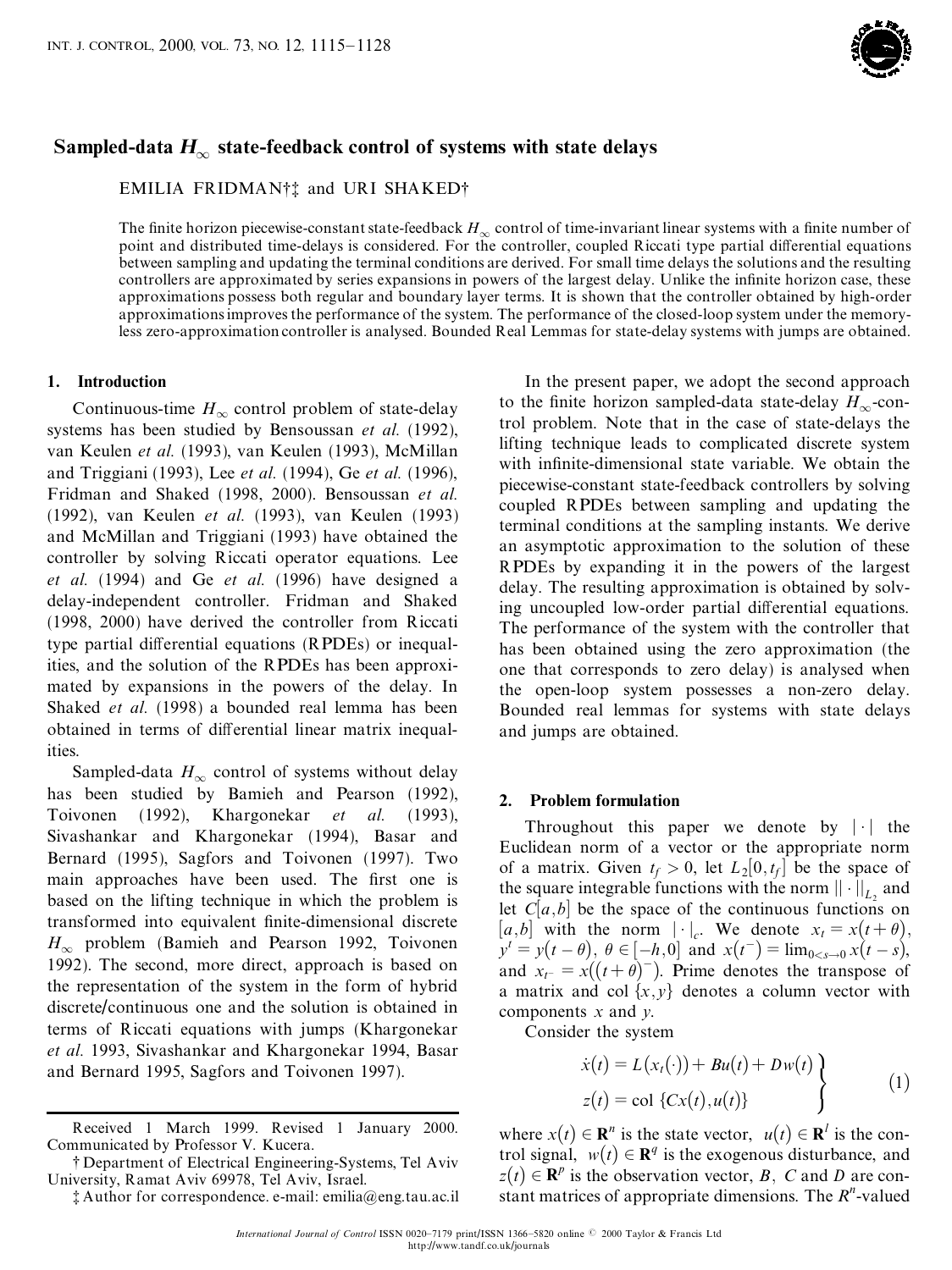# Sampled-data $H_\infty$ state-feedback control of systems with state delays

EMILIA FRIDMAN†‡ and URI SHAKED†

The finite horizon piecewise-constant state-feedback $H_\infty$ control of time-invariant linear systems with a finite number of point and distributed time-delays is considered. For the controller, coupled Riccati type partial differential equations between sampling and updating the terminal conditions are derived. For small time delays the solutions and the resulting controllers are approximated by series expansions in powers of the largest delay. Unlike the infinite horizon case, these approximations possess both regular and boundary layer terms. It is shown that the controller obtained by high-order approximations improves the performance of the system. The performance of the closed-loop system under the memoryless zero-approximation controller is analysed. Bounded Real Lemmas for state-delay systems with jumps are obtained.

## 1. Introduction

Continuous-time $H_\infty$ control problem of state-delay systems has been studied by Bensoussan *et al.* (1992), van Keulen *et al.* (1993), van Keulen (1993), McMillan and Triggiani (1993), Lee *et al.* (1994), Ge *et al.* (1996), Fridman and Shaked (1998, 2000). Bensoussan *et al.* (1992), van Keulen *et al.* (1993), van Keulen (1993) and McMillan and Triggiani (1993) have obtained the controller by solving Riccati operator equations. Lee *et al.* (1994) and Ge *et al.* (1996) have designed a delay-independent controller. Fridman and Shaked (1998, 2000) have derived the controller from Riccati type partial differential equations (RPDEs) or inequalities, and the solution of the RPDEs has been approximated by expansions in the powers of the delay. In Shaked *et al.* (1998) a bounded real lemma has been obtained in terms of differential linear matrix inequalities.

Sampled-data $H_\infty$ control of systems without delay has been studied by Bamieh and Pearson (1992), Toivonen (1992), Khargonekar *et al.* (1993), Sivashankar and Khargonekar (1994), Basar and Bernard (1995), Sagfors and Toivonen (1997). Two main approaches have been used. The first one is based on the lifting technique in which the problem is transformed into equivalent finite-dimensional discrete $H_\infty$ problem (Bamieh and Pearson 1992, Toivonen 1992). The second, more direct, approach is based on the representation of the system in the form of hybrid discrete/continuous one and the solution is obtained in terms of Riccati equations with jumps (Khargonekar *et al.* 1993, Sivashankar and Khargonekar 1994, Basar and Bernard 1995, Sagfors and Toivonen 1997).

In the present paper, we adopt the second approach to the finite horizon sampled-data state-delay $H_\infty$-control problem. Note that in the case of state-delays the lifting technique leads to complicated discrete system with infinite-dimensional state variable. We obtain the piecewise-constant state-feedback controllers by solving coupled RPDEs between sampling and updating the terminal conditions at the sampling instants. We derive an asymptotic approximation to the solution of these RPDEs by expanding it in the powers of the largest delay. The resulting approximation is obtained by solving uncoupled low-order partial differential equations. The performance of the system with the controller that has been obtained using the zero approximation (the one that corresponds to zero delay) is analysed when the open-loop system possesses a non-zero delay. Bounded real lemmas for systems with state delays and jumps are obtained.

## 2. Problem formulation

Throughout this paper we denote by $|\cdot|$ the Euclidean norm of a vector or the appropriate norm of a matrix. Given $t_f > 0$, let $L_2[0, t_f]$ be the space of the square integrable functions with the norm $\|\cdot\|_{L_2}$ and let $C[a, b]$ be the space of the continuous functions on $[a, b]$ with the norm $|\cdot|_c$. We denote $x_t = x(t+\theta)$, $y^t = y(t-\theta)$, $\theta \in [-h, 0]$ and $x(t^-) = \lim_{0<s\to 0} x(t-s)$, and $x_{t^-} = x((t+\theta)^-)$. Prime denotes the transpose of a matrix and col $\{x, y\}$ denotes a column vector with components $x$ and $y$.

Consider the system

$$
\left.
\begin{aligned}
\dot{x}(t) &= L(x_t(\cdot)) + Bu(t) + Dw(t) \\
z(t) &= \text{col}\ \{Cx(t), u(t)\}
\end{aligned}
\right\}
\qquad (1)
$$

where $x(t) \in \mathbf{R}^n$ is the state vector, $u(t) \in \mathbf{R}^l$ is the control signal, $w(t) \in \mathbf{R}^q$ is the exogenous disturbance, and $z(t) \in \mathbf{R}^p$ is the observation vector, $B$, $C$ and $D$ are constant matrices of appropriate dimensions. The $R^n$-valued

Received 1 March 1999. Revised 1 January 2000. Communicated by Professor V. Kucera.

† Department of Electrical Engineering-Systems, Tel Aviv University, Ramat Aviv 69978, Tel Aviv, Israel.

‡ Author for correspondence. e-mail: emilia@eng.tau.ac.il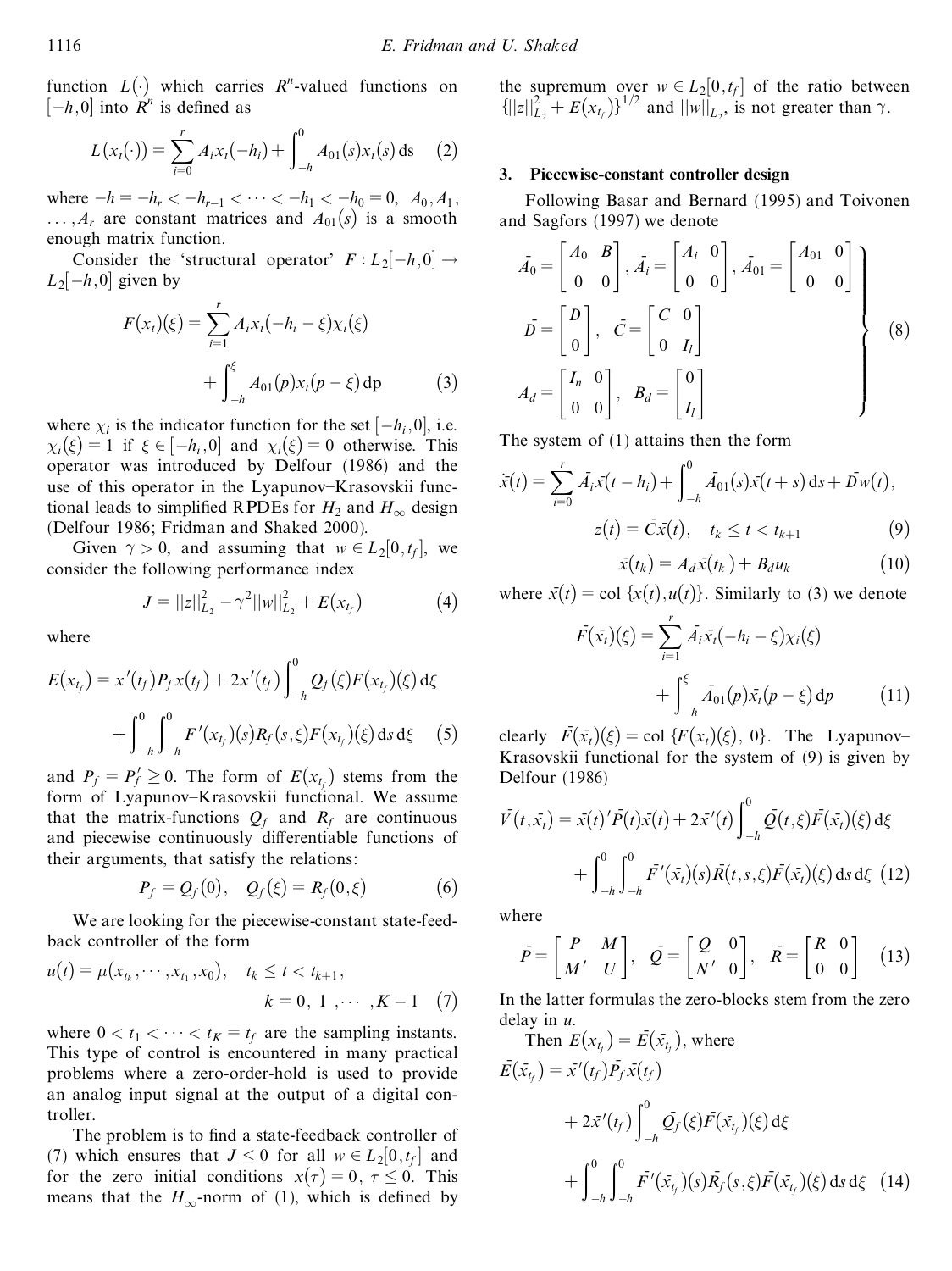function $L(\cdot)$ which carries $R^n$-valued functions on $[-h,0]$ into $R^n$ is defined as

$$L(x_t(\cdot)) = \sum_{i=0}^{r} A_i x_t(-h_i) + \int_{-h}^{0} A_{01}(s) x_t(s)\,\mathrm{d}s \quad (2)$$

where $-h = -h_r < -h_{r-1} < \cdots < -h_1 < -h_0 = 0$, $A_0, A_1, \ldots, A_r$ are constant matrices and $A_{01}(s)$ is a smooth enough matrix function.

Consider the 'structural operator' $F : L_2[-h,0] \to L_2[-h,0]$ given by

$$F(x_t)(\xi) = \sum_{i=1}^{r} A_i x_t(-h_i - \xi)\chi_i(\xi) + \int_{-h}^{\xi} A_{01}(p) x_t(p-\xi)\,\mathrm{d}p \quad (3)$$

where $\chi_i$ is the indicator function for the set $[-h_i, 0]$, i.e. $\chi_i(\xi) = 1$ if $\xi \in [-h_i, 0]$ and $\chi_i(\xi) = 0$ otherwise. This operator was introduced by Delfour (1986) and the use of this operator in the Lyapunov–Krasovskii functional leads to simplified RPDEs for $H_2$ and $H_\infty$ design (Delfour 1986; Fridman and Shaked 2000).

Given $\gamma > 0$, and assuming that $w \in L_2[0, t_f]$, we consider the following performance index

$$J = ||z||^2_{L_2} - \gamma^2 ||w||^2_{L_2} + E(x_{t_f}) \quad (4)$$

where

$$E(x_{t_f}) = x'(t_f) P_f x(t_f) + 2x'(t_f)\int_{-h}^{0} Q_f(\xi) F(x_{t_f})(\xi)\,\mathrm{d}\xi + \int_{-h}^{0}\int_{-h}^{0} F'(x_{t_f})(s) R_f(s,\xi) F(x_{t_f})(\xi)\,\mathrm{d}s\,\mathrm{d}\xi \quad (5)$$

and $P_f = P_f' \geq 0$. The form of $E(x_{t_f})$ stems from the form of Lyapunov–Krasovskii functional. We assume that the matrix-functions $Q_f$ and $R_f$ are continuous and piecewise continuously differentiable functions of their arguments, that satisfy the relations:

$$P_f = Q_f(0), \quad Q_f(\xi) = R_f(0, \xi) \quad (6)$$

We are looking for the piecewise-constant state-feedback controller of the form

$$u(t) = \mu(x_{t_k}, \cdots, x_{t_1}, x_0), \quad t_k \leq t < t_{k+1}, \quad k = 0, 1, \cdots, K-1 \quad (7)$$

where $0 < t_1 < \cdots < t_K = t_f$ are the sampling instants. This type of control is encountered in many practical problems where a zero-order-hold is used to provide an analog input signal at the output of a digital controller.

The problem is to find a state-feedback controller of (7) which ensures that $J \leq 0$ for all $w \in L_2[0, t_f]$ and for the zero initial conditions $x(\tau) = 0$, $\tau \leq 0$. This means that the $H_\infty$-norm of (1), which is defined by the supremum over $w \in L_2[0, t_f]$ of the ratio between $\{||z||^2_{L_2} + E(x_{t_f})\}^{1/2}$ and $||w||_{L_2}$, is not greater than $\gamma$.

## 3. Piecewise-constant controller design

Following Basar and Bernard (1995) and Toivonen and Sagfors (1997) we denote

$$\bar{A}_0 = \begin{bmatrix} A_0 & B \\ 0 & 0 \end{bmatrix}, \bar{A}_i = \begin{bmatrix} A_i & 0 \\ 0 & 0 \end{bmatrix}, \bar{A}_{01} = \begin{bmatrix} A_{01} & 0 \\ 0 & 0 \end{bmatrix}$$
$$\bar{D} = \begin{bmatrix} D \\ 0 \end{bmatrix}, \quad \bar{C} = \begin{bmatrix} C & 0 \\ 0 & I_l \end{bmatrix}$$
$$A_d = \begin{bmatrix} I_n & 0 \\ 0 & 0 \end{bmatrix}, \quad B_d = \begin{bmatrix} 0 \\ I_l \end{bmatrix} \quad (8)$$

The system of (1) attains then the form

$$\dot{\bar{x}}(t) = \sum_{i=0}^{r} \bar{A}_i \bar{x}(t-h_i) + \int_{-h}^{0} \bar{A}_{01}(s)\bar{x}(t+s)\,\mathrm{d}s + \bar{D}w(t),$$
$$z(t) = \bar{C}\bar{x}(t), \quad t_k \leq t < t_{k+1} \quad (9)$$

$$\bar{x}(t_k) = A_d \bar{x}(t_k^-) + B_d u_k \quad (10)$$

where $\bar{x}(t) = \mathrm{col}\,\{x(t), u(t)\}$. Similarly to (3) we denote

$$\bar{F}(\bar{x}_t)(\xi) = \sum_{i=1}^{r} \bar{A}_i \bar{x}_t(-h_i - \xi)\chi_i(\xi) + \int_{-h}^{\xi} \bar{A}_{01}(p)\bar{x}_t(p-\xi)\,\mathrm{d}p \quad (11)$$

clearly $\bar{F}(\bar{x}_t)(\xi) = \mathrm{col}\,\{F(x_t)(\xi), 0\}$. The Lyapunov–Krasovskii functional for the system of (9) is given by Delfour (1986)

$$\bar{V}(t, \bar{x}_t) = \bar{x}(t)'\bar{P}(t)\bar{x}(t) + 2\bar{x}'(t)\int_{-h}^{0}\bar{Q}(t,\xi)\bar{F}(\bar{x}_t)(\xi)\,\mathrm{d}\xi + \int_{-h}^{0}\int_{-h}^{0}\bar{F}'(\bar{x}_t)(s)\bar{R}(t,s,\xi)\bar{F}(\bar{x}_t)(\xi)\,\mathrm{d}s\,\mathrm{d}\xi \quad (12)$$

where

$$\bar{P} = \begin{bmatrix} P & M \\ M' & U \end{bmatrix}, \quad \bar{Q} = \begin{bmatrix} Q & 0 \\ N' & 0 \end{bmatrix}, \quad \bar{R} = \begin{bmatrix} R & 0 \\ 0 & 0 \end{bmatrix} \quad (13)$$

In the latter formulas the zero-blocks stem from the zero delay in $u$.

Then $E(x_{t_f}) = \bar{E}(\bar{x}_{t_f})$, where

$$\bar{E}(\bar{x}_{t_f}) = \bar{x}'(t_f)\bar{P}_f\bar{x}(t_f) + 2\bar{x}'(t_f)\int_{-h}^{0}\bar{Q}_f(\xi)\bar{F}(\bar{x}_{t_f})(\xi)\,\mathrm{d}\xi + \int_{-h}^{0}\int_{-h}^{0}\bar{F}'(\bar{x}_{t_f})(s)\bar{R}_f(s,\xi)\bar{F}(\bar{x}_{t_f})(\xi)\,\mathrm{d}s\,\mathrm{d}\xi \quad (14)$$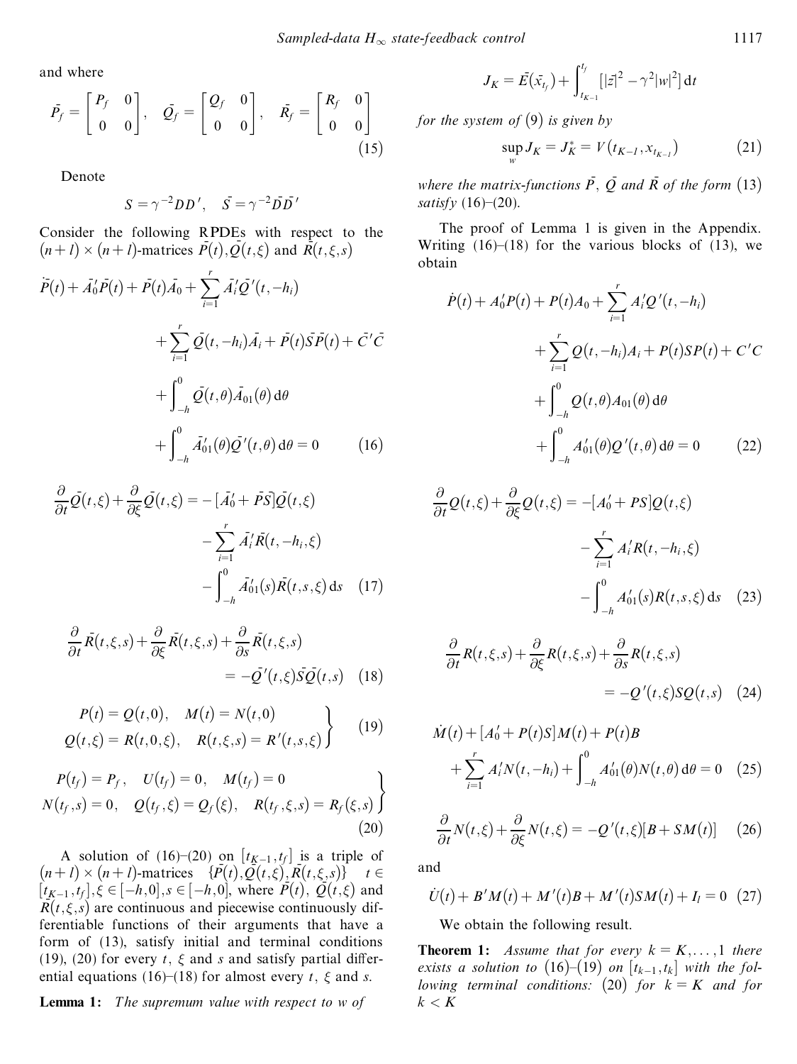and where

$$\bar{P}_f = \begin{bmatrix} P_f & 0 \\ 0 & 0 \end{bmatrix}, \quad \bar{Q}_f = \begin{bmatrix} Q_f & 0 \\ 0 & 0 \end{bmatrix}, \quad \bar{R}_f = \begin{bmatrix} R_f & 0 \\ 0 & 0 \end{bmatrix} \tag{15}$$

Denote

$$S = \gamma^{-2} D D', \quad \bar{S} = \gamma^{-2} \bar{D} \bar{D}'$$

Consider the following RPDEs with respect to the $(n+l) \times (n+l)$-matrices $\bar{P}(t), \bar{Q}(t,\xi)$ and $\bar{R}(t,\xi,s)$

$$\begin{aligned}
\dot{\bar{P}}(t) + \bar{A}_0' \bar{P}(t) + \bar{P}(t)\bar{A}_0 + \sum_{i=1}^{r} \bar{A}_i' \bar{Q}'(t,-h_i) \\
+ \sum_{i=1}^{r} \bar{Q}(t,-h_i)\bar{A}_i + \bar{P}(t)\bar{S}\bar{P}(t) + \bar{C}'\bar{C} \\
+ \int_{-h}^{0} \bar{Q}(t,\theta)\bar{A}_{01}(\theta)\,\mathrm{d}\theta \\
+ \int_{-h}^{0} \bar{A}_{01}'(\theta)\bar{Q}'(t,\theta)\,\mathrm{d}\theta = 0
\end{aligned} \tag{16}$$

$$\begin{aligned}
\frac{\partial}{\partial t}\bar{Q}(t,\xi) + \frac{\partial}{\partial \xi}\bar{Q}(t,\xi) = -[\bar{A}_0' + \bar{P}\bar{S}]\bar{Q}(t,\xi) \\
- \sum_{i=1}^{r} \bar{A}_i' \bar{R}(t,-h_i,\xi) \\
- \int_{-h}^{0} \bar{A}_{01}'(s)\bar{R}(t,s,\xi)\,\mathrm{d}s
\end{aligned} \tag{17}$$

$$\begin{aligned}
\frac{\partial}{\partial t}\bar{R}(t,\xi,s) + \frac{\partial}{\partial \xi}\bar{R}(t,\xi,s) + \frac{\partial}{\partial s}\bar{R}(t,\xi,s) \\
= -\bar{Q}'(t,\xi)\bar{S}\bar{Q}(t,s)
\end{aligned} \tag{18}$$

$$\left.\begin{aligned}
P(t) = Q(t,0), \quad M(t) = N(t,0) \\
Q(t,\xi) = R(t,0,\xi), \quad R(t,\xi,s) = R'(t,s,\xi)
\end{aligned}\right\} \tag{19}$$

$$\left.\begin{aligned}
P(t_f) = P_f, \quad U(t_f) = 0, \quad M(t_f) = 0 \\
N(t_f,s) = 0, \quad Q(t_f,\xi) = Q_f(\xi), \quad R(t_f,\xi,s) = R_f(\xi,s)
\end{aligned}\right\} \tag{20}$$

A solution of (16)–(20) on $[t_{K-1}, t_f]$ is a triple of $(n+l) \times (n+l)$-matrices $\{\bar{P}(t), \bar{Q}(t,\xi), \bar{R}(t,\xi,s)\}$ $t \in [t_{K-1}, t_f], \xi \in [-h,0], s \in [-h,0]$, where $\bar{P}(t)$, $\bar{Q}(t,\xi)$ and $\bar{R}(t,\xi,s)$ are continuous and piecewise continuously differentiable functions of their arguments that have a form of (13), satisfy initial and terminal conditions (19), (20) for every $t$, $\xi$ and $s$ and satisfy partial differential equations (16)–(18) for almost every $t$, $\xi$ and $s$.

**Lemma 1:** *The supremum value with respect to $w$ of*

$$J_K = \bar{E}(\bar{x}_{t_f}) + \int_{t_{K-1}}^{t_f} \left[|\bar{z}|^2 - \gamma^2 |w|^2\right] \mathrm{d}t$$

*for the system of (9) is given by*

$$\sup_w J_K = J_K^* = V(t_{K-1}, x_{t_{K-1}}) \tag{21}$$

*where the matrix-functions $\bar{P}$, $\bar{Q}$ and $\bar{R}$ of the form (13) satisfy (16)–(20).*

The proof of Lemma 1 is given in the Appendix. Writing (16)–(18) for the various blocks of (13), we obtain

$$\begin{aligned}
\dot{P}(t) + A_0' P(t) + P(t)A_0 + \sum_{i=1}^{r} A_i' Q'(t,-h_i) \\
+ \sum_{i=1}^{r} Q(t,-h_i)A_i + P(t)SP(t) + C'C \\
+ \int_{-h}^{0} Q(t,\theta)A_{01}(\theta)\,\mathrm{d}\theta \\
+ \int_{-h}^{0} A_{01}'(\theta)Q'(t,\theta)\,\mathrm{d}\theta = 0
\end{aligned} \tag{22}$$

$$\begin{aligned}
\frac{\partial}{\partial t}Q(t,\xi) + \frac{\partial}{\partial \xi}Q(t,\xi) = -[A_0' + PS]Q(t,\xi) \\
- \sum_{i=1}^{r} A_i' R(t,-h_i,\xi) \\
- \int_{-h}^{0} A_{01}'(s)R(t,s,\xi)\,\mathrm{d}s
\end{aligned} \tag{23}$$

$$\begin{aligned}
\frac{\partial}{\partial t}R(t,\xi,s) + \frac{\partial}{\partial \xi}R(t,\xi,s) + \frac{\partial}{\partial s}R(t,\xi,s) \\
= -Q'(t,\xi)SQ(t,s)
\end{aligned} \tag{24}$$

$$\begin{aligned}
\dot{M}(t) + [A_0' + P(t)S]M(t) + P(t)B \\
+ \sum_{i=1}^{r} A_i' N(t,-h_i) + \int_{-h}^{0} A_{01}'(\theta)N(t,\theta)\,\mathrm{d}\theta = 0
\end{aligned} \tag{25}$$

$$\frac{\partial}{\partial t}N(t,\xi) + \frac{\partial}{\partial \xi}N(t,\xi) = -Q'(t,\xi)[B + SM(t)] \tag{26}$$

and

$$\dot{U}(t) + B'M(t) + M'(t)B + M'(t)SM(t) + I_l = 0 \tag{27}$$

We obtain the following result.

**Theorem 1:** *Assume that for every $k = K, \ldots, 1$ there exists a solution to (16)–(19) on $[t_{k-1}, t_k]$ with the following terminal conditions: (20) for $k = K$ and for $k < K$*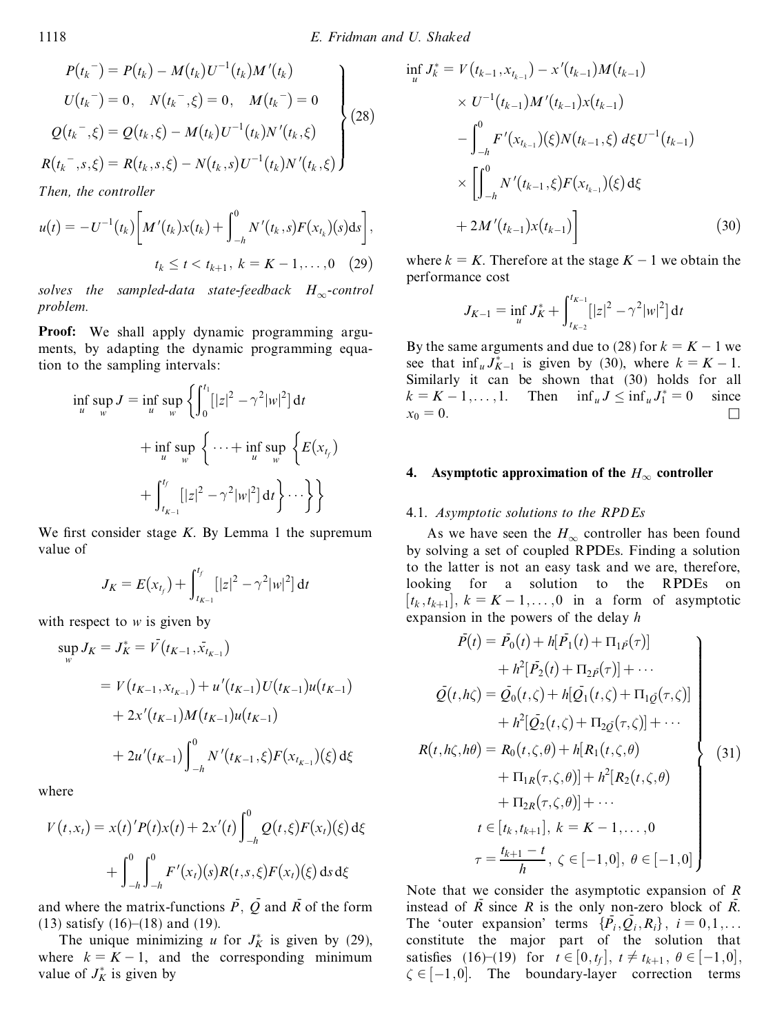$$
\left.
\begin{aligned}
P(t_k^-) &= P(t_k) - M(t_k)U^{-1}(t_k)M'(t_k) \\
U(t_k^-) &= 0, \quad N(t_k^-, \xi) = 0, \quad M(t_k^-) = 0 \\
Q(t_k^-, \xi) &= Q(t_k, \xi) - M(t_k)U^{-1}(t_k)N'(t_k, \xi) \\
R(t_k^-, s, \xi) &= R(t_k, s, \xi) - N(t_k, s)U^{-1}(t_k)N'(t_k, \xi)
\end{aligned}
\right\} \quad (28)
$$

*Then, the controller*

$$
u(t) = -U^{-1}(t_k)\left[M'(t_k)x(t_k) + \int_{-h}^{0} N'(t_k, s)F(x_{t_k})(s)\,\mathrm{d}s\right], \quad t_k \le t < t_{k+1},\ k = K-1, \ldots, 0 \quad (29)
$$

*solves the sampled-data state-feedback $H_\infty$-control problem.*

**Proof:** We shall apply dynamic programming arguments, by adapting the dynamic programming equation to the sampling intervals:

$$
\begin{aligned}
\inf_u \sup_w J = \inf_u \sup_w &\left\{ \int_0^{t_1} [|z|^2 - \gamma^2 |w|^2]\,\mathrm{d}t \right. \\
&+ \inf_u \sup_w \left\{ \cdots + \inf_u \sup_w \left\{ E(x_{t_f}) \right.\right. \\
&\left.\left.\left. + \int_{t_{K-1}}^{t_f} [|z|^2 - \gamma^2 |w|^2]\,\mathrm{d}t \right\} \cdots \right\}\right\}
\end{aligned}
$$

We first consider stage $K$. By Lemma 1 the supremum value of

$$
J_K = E(x_{t_f}) + \int_{t_{K-1}}^{t_f} [|z|^2 - \gamma^2 |w|^2]\,\mathrm{d}t
$$

with respect to $w$ is given by

$$
\begin{aligned}
\sup_w J_K = J_K^* &= \bar{V}(t_{K-1}, \bar{x}_{t_{K-1}}) \\
&= V(t_{K-1}, x_{t_{K-1}}) + u'(t_{K-1})U(t_{K-1})u(t_{K-1}) \\
&\quad + 2x'(t_{K-1})M(t_{K-1})u(t_{K-1}) \\
&\quad + 2u'(t_{K-1})\int_{-h}^{0} N'(t_{K-1}, \xi)F(x_{t_{K-1}})(\xi)\,\mathrm{d}\xi
\end{aligned}
$$

where

$$
\begin{aligned}
V(t, x_t) &= x(t)'P(t)x(t) + 2x'(t)\int_{-h}^{0} Q(t, \xi)F(x_t)(\xi)\,\mathrm{d}\xi \\
&\quad + \int_{-h}^{0}\int_{-h}^{0} F'(x_t)(s)R(t, s, \xi)F(x_t)(\xi)\,\mathrm{d}s\,\mathrm{d}\xi
\end{aligned}
$$

and where the matrix-functions $\bar{P}$, $\bar{Q}$ and $\bar{R}$ of the form (13) satisfy (16)–(18) and (19).

The unique minimizing $u$ for $J_K^*$ is given by (29), where $k = K-1$, and the corresponding minimum value of $J_K^*$ is given by

$$
\begin{aligned}
\inf_u J_k^* &= V(t_{k-1}, x_{t_{k-1}}) - x'(t_{k-1})M(t_{k-1}) \\
&\quad \times U^{-1}(t_{k-1})M'(t_{k-1})x(t_{k-1}) \\
&\quad - \int_{-h}^{0} F'(x_{t_{k-1}})(\xi)N(t_{k-1}, \xi)\,d\xi\, U^{-1}(t_{k-1}) \\
&\quad \times \left[\int_{-h}^{0} N'(t_{k-1}, \xi)F(x_{t_{k-1}})(\xi)\,\mathrm{d}\xi \right. \\
&\quad \left. + 2M'(t_{k-1})x(t_{k-1})\right]
\end{aligned} \quad (30)
$$

where $k = K$. Therefore at the stage $K-1$ we obtain the performance cost

$$
J_{K-1} = \inf_u J_K^* + \int_{t_{K-2}}^{t_{K-1}} [|z|^2 - \gamma^2 |w|^2]\,\mathrm{d}t
$$

By the same arguments and due to (28) for $k = K-1$ we see that $\inf_u J_{K-1}^*$ is given by (30), where $k = K-1$. Similarly it can be shown that (30) holds for all $k = K-1, \ldots, 1$. Then $\inf_u J \le \inf_u J_1^* = 0$ since $x_0 = 0$. $\square$

## 4. Asymptotic approximation of the $H_\infty$ controller

### 4.1. *Asymptotic solutions to the RPDEs*

As we have seen the $H_\infty$ controller has been found by solving a set of coupled RPDEs. Finding a solution to the latter is not an easy task and we are, therefore, looking for a solution to the RPDEs on $[t_k, t_{k+1}]$, $k = K-1, \ldots, 0$ in a form of asymptotic expansion in the powers of the delay $h$

$$
\left.
\begin{aligned}
\bar{P}(t) &= \bar{P}_0(t) + h[\bar{P}_1(t) + \Pi_{1\bar{P}}(\tau)] \\
&\quad + h^2[\bar{P}_2(t) + \Pi_{2\bar{P}}(\tau)] + \cdots \\
\bar{Q}(t, h\zeta) &= \bar{Q}_0(t, \zeta) + h[\bar{Q}_1(t, \zeta) + \Pi_{1\bar{Q}}(\tau, \zeta)] \\
&\quad + h^2[\bar{Q}_2(t, \zeta) + \Pi_{2\bar{Q}}(\tau, \zeta)] + \cdots \\
R(t, h\zeta, h\theta) &= R_0(t, \zeta, \theta) + h[R_1(t, \zeta, \theta) \\
&\quad + \Pi_{1R}(\tau, \zeta, \theta)] + h^2[R_2(t, \zeta, \theta) \\
&\quad + \Pi_{2R}(\tau, \zeta, \theta)] + \cdots \\
&\quad t \in [t_k, t_{k+1}],\ k = K-1, \ldots, 0 \\
&\quad \tau = \frac{t_{k+1} - t}{h},\ \zeta \in [-1, 0],\ \theta \in [-1, 0]
\end{aligned}
\right\} \quad (31)
$$

Note that we consider the asymptotic expansion of $R$ instead of $\bar{R}$ since $R$ is the only non-zero block of $\bar{R}$. The 'outer expansion' terms $\{\bar{P}_i, \bar{Q}_i, R_i\}$, $i = 0, 1, \ldots$ constitute the major part of the solution that satisfies (16)–(19) for $t \in [0, t_f]$, $t \ne t_{k+1}$, $\theta \in [-1, 0]$, $\zeta \in [-1, 0]$. The boundary-layer correction terms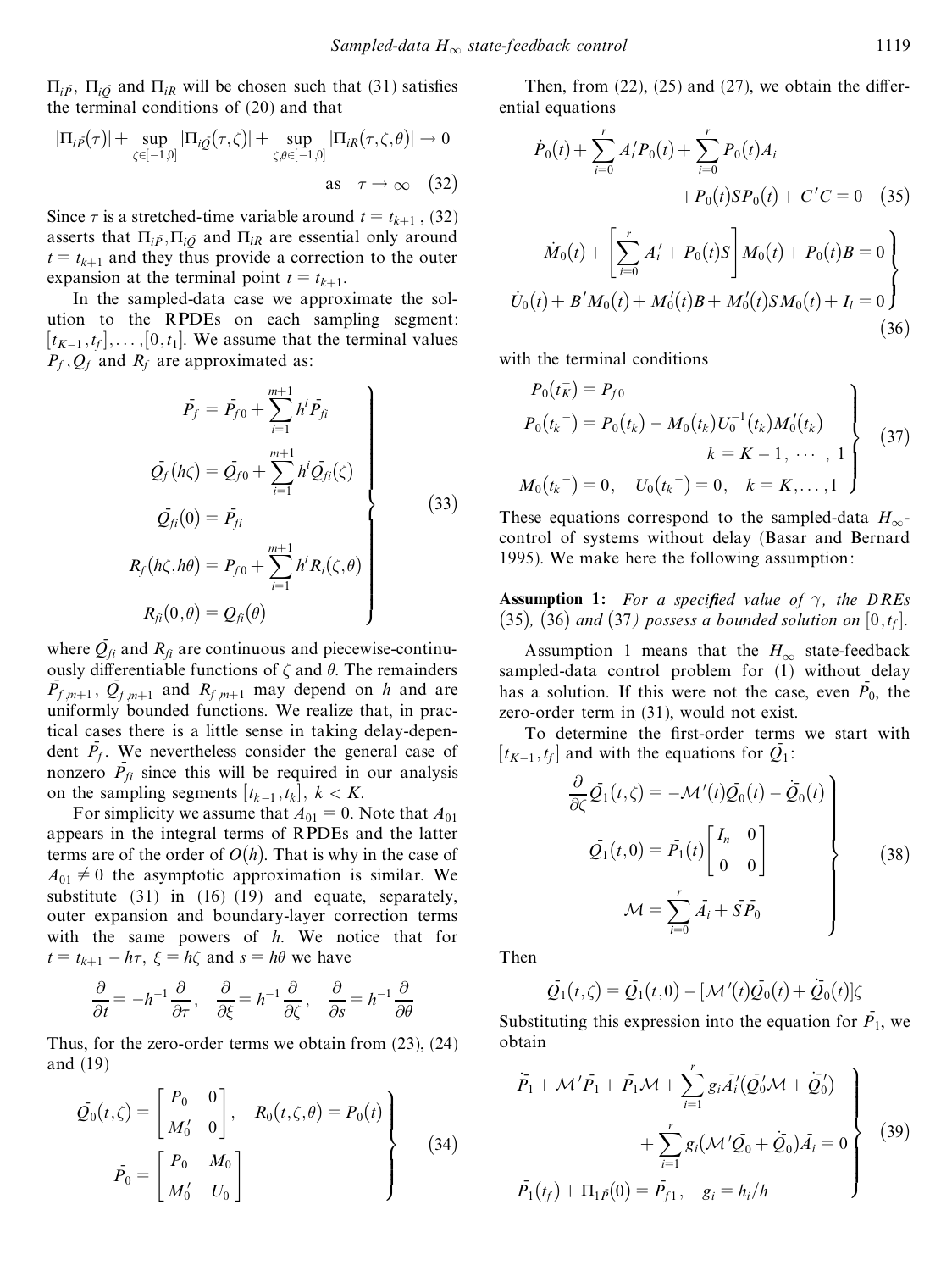$\Pi_{i\bar{P}}$, $\Pi_{i\bar{Q}}$ and $\Pi_{iR}$ will be chosen such that (31) satisfies the terminal conditions of (20) and that

$$
|\Pi_{i\bar{P}}(\tau)| + \sup_{\zeta\in[-1,0]} |\Pi_{i\bar{Q}}(\tau,\zeta)| + \sup_{\zeta,\theta\in[-1,0]} |\Pi_{iR}(\tau,\zeta,\theta)| \to 0 \quad \text{as} \quad \tau \to \infty \tag{32}
$$

Since $\tau$ is a stretched-time variable around $t = t_{k+1}$, (32) asserts that $\Pi_{i\bar{P}}, \Pi_{i\bar{Q}}$ and $\Pi_{iR}$ are essential only around $t = t_{k+1}$ and they thus provide a correction to the outer expansion at the terminal point $t = t_{k+1}$.

In the sampled-data case we approximate the solution to the RPDEs on each sampling segment: $[t_{K-1}, t_f], \ldots, [0, t_1]$. We assume that the terminal values $P_f, Q_f$ and $R_f$ are approximated as:

$$
\left.
\begin{aligned}
\bar{P}_f &= \bar{P}_{f0} + \sum_{i=1}^{m+1} h^i \bar{P}_{fi} \\
\bar{Q}_f(h\zeta) &= \bar{Q}_{f0} + \sum_{i=1}^{m+1} h^i \bar{Q}_{fi}(\zeta) \\
\bar{Q}_{fi}(0) &= \bar{P}_{fi} \\
R_f(h\zeta, h\theta) &= P_{f0} + \sum_{i=1}^{m+1} h^i R_i(\zeta,\theta) \\
R_{fi}(0,\theta) &= Q_{fi}(\theta)
\end{aligned}
\right\} \tag{33}
$$

where $\bar{Q}_{fi}$ and $R_{fi}$ are continuous and piecewise-continuously differentiable functions of $\zeta$ and $\theta$. The remainders $\bar{P}_{f\,m+1}$, $\bar{Q}_{f\,m+1}$ and $R_{f\,m+1}$ may depend on $h$ and are uniformly bounded functions. We realize that, in practical cases there is a little sense in taking delay-dependent $\bar{P}_f$. We nevertheless consider the general case of nonzero $\bar{P}_{fi}$ since this will be required in our analysis on the sampling segments $[t_{k-1}, t_k]$, $k < K$.

For simplicity we assume that $A_{01} = 0$. Note that $A_{01}$ appears in the integral terms of RPDEs and the latter terms are of the order of $O(h)$. That is why in the case of $A_{01} \neq 0$ the asymptotic approximation is similar. We substitute (31) in (16)–(19) and equate, separately, outer expansion and boundary-layer correction terms with the same powers of $h$. We notice that for $t = t_{k+1} - h\tau$, $\xi = h\zeta$ and $s = h\theta$ we have

$$
\frac{\partial}{\partial t} = -h^{-1}\frac{\partial}{\partial \tau}, \quad \frac{\partial}{\partial \xi} = h^{-1}\frac{\partial}{\partial \zeta}, \quad \frac{\partial}{\partial s} = h^{-1}\frac{\partial}{\partial \theta}
$$

Thus, for the zero-order terms we obtain from (23), (24) and (19)

$$
\left.
\begin{aligned}
&\bar{Q}_0(t,\zeta) = \begin{bmatrix} P_0 & 0 \\ M_0' & 0 \end{bmatrix}, \quad R_0(t,\zeta,\theta) = P_0(t) \\
&\bar{P}_0 = \begin{bmatrix} P_0 & M_0 \\ M_0' & U_0 \end{bmatrix}
\end{aligned}
\right\} \tag{34}
$$

Then, from (22), (25) and (27), we obtain the differential equations

$$
\dot{P}_0(t) + \sum_{i=0}^{r} A_i' P_0(t) + \sum_{i=0}^{r} P_0(t) A_i + P_0(t) S P_0(t) + C'C = 0 \tag{35}
$$

$$
\left.
\begin{aligned}
&\dot{M}_0(t) + \left[\sum_{i=0}^{r} A_i' + P_0(t) S\right] M_0(t) + P_0(t) B = 0 \\
&\dot{U}_0(t) + B' M_0(t) + M_0'(t) B + M_0'(t) S M_0(t) + I_l = 0
\end{aligned}
\right\} \tag{36}
$$

with the terminal conditions

$$
\left.
\begin{aligned}
&P_0(t_K^-) = P_{f0} \\
&P_0(t_k^-) = P_0(t_k) - M_0(t_k) U_0^{-1}(t_k) M_0'(t_k) \\
&\qquad\qquad k = K-1, \cdots, 1 \\
&M_0(t_k^-) = 0, \quad U_0(t_k^-) = 0, \quad k = K, \ldots, 1
\end{aligned}
\right\} \tag{37}
$$

These equations correspond to the sampled-data $H_\infty$-control of systems without delay (Basar and Bernard 1995). We make here the following assumption:

**Assumption 1:** *For a specified value of $\gamma$, the DREs (35), (36) and (37) possess a bounded solution on $[0, t_f]$.*

Assumption 1 means that the $H_\infty$ state-feedback sampled-data control problem for (1) without delay has a solution. If this were not the case, even $\bar{P}_0$, the zero-order term in (31), would not exist.

To determine the first-order terms we start with $[t_{K-1}, t_f]$ and with the equations for $\bar{Q}_1$:

$$
\left.
\begin{aligned}
&\frac{\partial}{\partial \zeta}\bar{Q}_1(t,\zeta) = -\mathcal{M}'(t)\bar{Q}_0(t) - \dot{\bar{Q}}_0(t) \\
&\bar{Q}_1(t,0) = \bar{P}_1(t)\begin{bmatrix} I_n & 0 \\ 0 & 0 \end{bmatrix} \\
&\mathcal{M} = \sum_{i=0}^{r} \bar{A}_i + \bar{S}\bar{P}_0
\end{aligned}
\right\} \tag{38}
$$

Then

$$
\bar{Q}_1(t,\zeta) = \bar{Q}_1(t,0) - [\mathcal{M}'(t)\bar{Q}_0(t) + \dot{\bar{Q}}_0(t)]\zeta
$$

Substituting this expression into the equation for $\bar{P}_1$, we obtain

$$
\left.
\begin{aligned}
&\dot{\bar{P}}_1 + \mathcal{M}'\bar{P}_1 + \bar{P}_1\mathcal{M} + \sum_{i=1}^{r} g_i \bar{A}_i'(\bar{Q}_0'\mathcal{M} + \dot{\bar{Q}}_0') \\
&\qquad + \sum_{i=1}^{r} g_i(\mathcal{M}'\bar{Q}_0 + \dot{\bar{Q}}_0)\bar{A}_i = 0 \\
&\bar{P}_1(t_f) + \Pi_{1\bar{P}}(0) = \bar{P}_{f1}, \quad g_i = h_i/h
\end{aligned}
\right\} \tag{39}
$$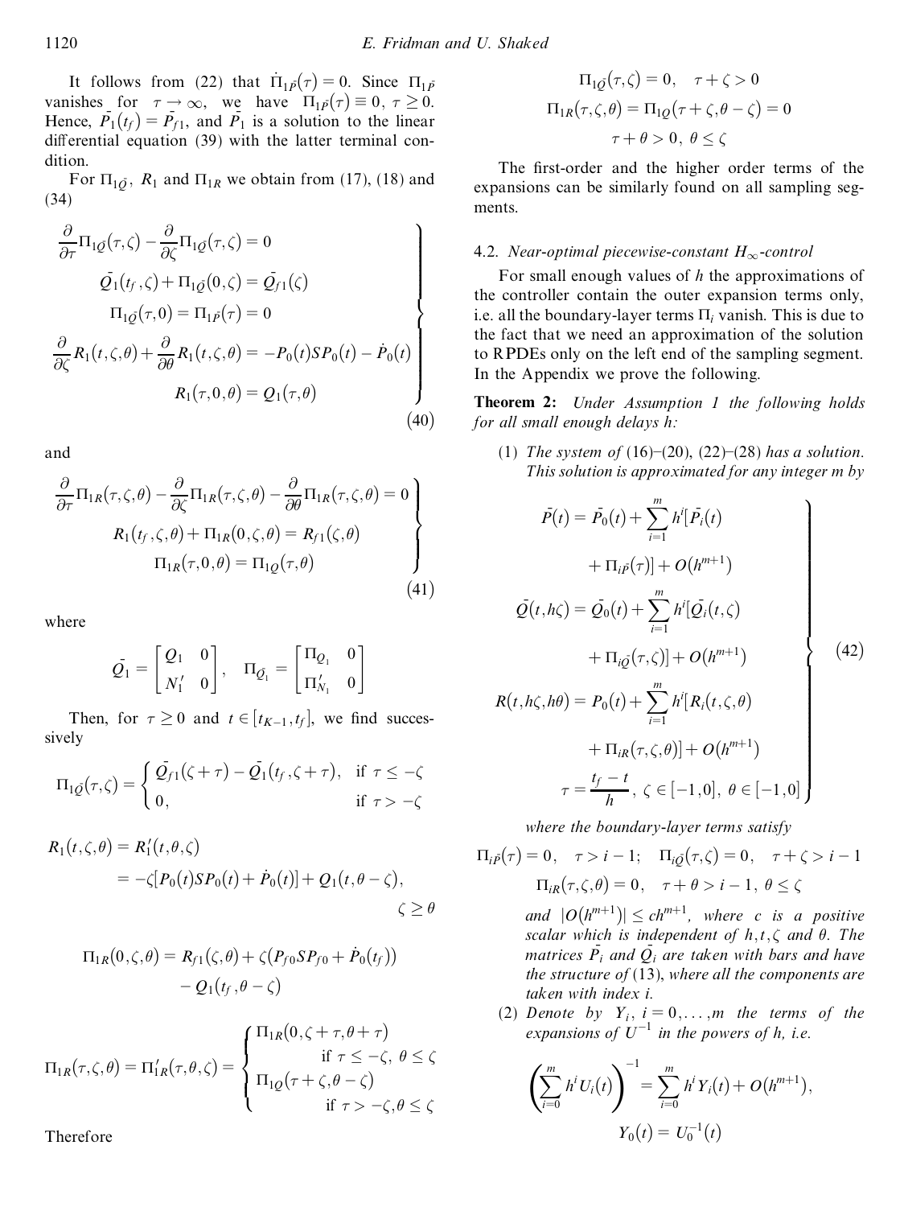It follows from (22) that $\dot{\Pi}_{1\bar{P}}(\tau) = 0$. Since $\Pi_{1\bar{P}}$ vanishes for $\tau \to \infty$, we have $\Pi_{1\bar{P}}(\tau) \equiv 0,\ \tau \geq 0$. Hence, $\bar{P}_1(t_f) = \bar{P}_{f1}$, and $\bar{P}_1$ is a solution to the linear differential equation (39) with the latter terminal condition.

For $\Pi_{1\bar{Q}}$, $R_1$ and $\Pi_{1R}$ we obtain from (17), (18) and (34)

$$
\left.
\begin{aligned}
&\frac{\partial}{\partial \tau}\Pi_{1\bar{Q}}(\tau,\zeta) - \frac{\partial}{\partial \zeta}\Pi_{1\bar{Q}}(\tau,\zeta) = 0 \\
&\bar{Q}_1(t_f,\zeta) + \Pi_{1\bar{Q}}(0,\zeta) = \bar{Q}_{f1}(\zeta) \\
&\Pi_{1\bar{Q}}(\tau,0) = \Pi_{1\bar{P}}(\tau) = 0 \\
&\frac{\partial}{\partial \zeta}R_1(t,\zeta,\theta) + \frac{\partial}{\partial \theta}R_1(t,\zeta,\theta) = -P_0(t)SP_0(t) - \dot{P}_0(t) \\
&R_1(\tau,0,\theta) = Q_1(\tau,\theta)
\end{aligned}
\right\} \tag{40}
$$

and

$$
\left.
\begin{aligned}
&\frac{\partial}{\partial \tau}\Pi_{1R}(\tau,\zeta,\theta) - \frac{\partial}{\partial \zeta}\Pi_{1R}(\tau,\zeta,\theta) - \frac{\partial}{\partial \theta}\Pi_{1R}(\tau,\zeta,\theta) = 0 \\
&R_1(t_f,\zeta,\theta) + \Pi_{1R}(0,\zeta,\theta) = R_{f1}(\zeta,\theta) \\
&\Pi_{1R}(\tau,0,\theta) = \Pi_{1Q}(\tau,\theta)
\end{aligned}
\right\} \tag{41}
$$

where

$$
\bar{Q}_1 = \begin{bmatrix} Q_1 & 0 \\ N_1' & 0 \end{bmatrix}, \quad \Pi_{\bar{Q}_1} = \begin{bmatrix} \Pi_{Q_1} & 0 \\ \Pi_{N_1}' & 0 \end{bmatrix}
$$

Then, for $\tau \geq 0$ and $t \in [t_{K-1}, t_f]$, we find successively

$$
\Pi_{1\bar{Q}}(\tau,\zeta) = \begin{cases} \bar{Q}_{f1}(\zeta+\tau) - \bar{Q}_1(t_f,\zeta+\tau), & \text{if } \tau \leq -\zeta \\ 0, & \text{if } \tau > -\zeta \end{cases}
$$

$$
\begin{aligned}
R_1(t,\zeta,\theta) &= R_1'(t,\theta,\zeta) \\
&= -\zeta[P_0(t)SP_0(t) + \dot{P}_0(t)] + Q_1(t,\theta-\zeta), \\
&\qquad\qquad\qquad\qquad\qquad\qquad \zeta \geq \theta
\end{aligned}
$$

$$
\begin{aligned}
\Pi_{1R}(0,\zeta,\theta) &= R_{f1}(\zeta,\theta) + \zeta(P_{f0}SP_{f0} + \dot{P}_0(t_f)) \\
&\quad - Q_1(t_f,\theta-\zeta)
\end{aligned}
$$

$$
\Pi_{1R}(\tau,\zeta,\theta) = \Pi_{1R}'(\tau,\theta,\zeta) = \begin{cases} \Pi_{1R}(0,\zeta+\tau,\theta+\tau) \\ \qquad\qquad \text{if } \tau \leq -\zeta,\ \theta \leq \zeta \\ \Pi_{1Q}(\tau+\zeta,\theta-\zeta) \\ \qquad\qquad \text{if } \tau > -\zeta, \theta \leq \zeta \end{cases}
$$

Therefore

$$
\begin{gathered}
\Pi_{1\bar{Q}}(\tau,\zeta) = 0, \quad \tau+\zeta > 0 \\
\Pi_{1R}(\tau,\zeta,\theta) = \Pi_{1Q}(\tau+\zeta,\theta-\zeta) = 0 \\
\tau+\theta > 0,\ \theta \leq \zeta
\end{gathered}
$$

The first-order and the higher order terms of the expansions can be similarly found on all sampling segments.

### 4.2. *Near-optimal piecewise-constant $H_\infty$-control*

For small enough values of $h$ the approximations of the controller contain the outer expansion terms only, i.e. all the boundary-layer terms $\Pi_i$ vanish. This is due to the fact that we need an approximation of the solution to RPDEs only on the left end of the sampling segment. In the Appendix we prove the following.

**Theorem 2:** *Under Assumption 1 the following holds for all small enough delays $h$:*

(1) *The system of (16)–(20), (22)–(28) has a solution. This solution is approximated for any integer $m$ by*

$$
\left.
\begin{aligned}
\bar{P}(t) &= \bar{P}_0(t) + \sum_{i=1}^{m} h^i[\bar{P}_i(t) \\
&\quad + \Pi_{i\bar{P}}(\tau)] + O(h^{m+1}) \\
\bar{Q}(t,h\zeta) &= \bar{Q}_0(t) + \sum_{i=1}^{m} h^i[\bar{Q}_i(t,\zeta) \\
&\quad + \Pi_{i\bar{Q}}(\tau,\zeta)] + O(h^{m+1}) \\
R(t,h\zeta,h\theta) &= P_0(t) + \sum_{i=1}^{m} h^i[R_i(t,\zeta,\theta) \\
&\quad + \Pi_{iR}(\tau,\zeta,\theta)] + O(h^{m+1}) \\
\tau &= \frac{t_f - t}{h},\ \zeta \in [-1,0],\ \theta \in [-1,0]
\end{aligned}
\right\} \tag{42}
$$

*where the boundary-layer terms satisfy*

$$
\begin{gathered}
\Pi_{i\bar{P}}(\tau) = 0, \quad \tau > i-1; \quad \Pi_{i\bar{Q}}(\tau,\zeta) = 0, \quad \tau+\zeta > i-1 \\
\Pi_{iR}(\tau,\zeta,\theta) = 0, \quad \tau+\theta > i-1,\ \theta \leq \zeta
\end{gathered}
$$

*and $|O(h^{m+1})| \leq ch^{m+1}$, where $c$ is a positive scalar which is independent of $h, t, \zeta$ and $\theta$. The matrices $\bar{P}_i$ and $\bar{Q}_i$ are taken with bars and have the structure of* (13), *where all the components are taken with index $i$.*

(2) *Denote by $Y_i$, $i = 0, \ldots, m$ the terms of the expansions of $U^{-1}$ in the powers of $h$, i.e.*

$$
\left(\sum_{i=0}^{m} h^i U_i(t)\right)^{-1} = \sum_{i=0}^{m} h^i Y_i(t) + O(h^{m+1}),
$$

$$
Y_0(t) = U_0^{-1}(t)
$$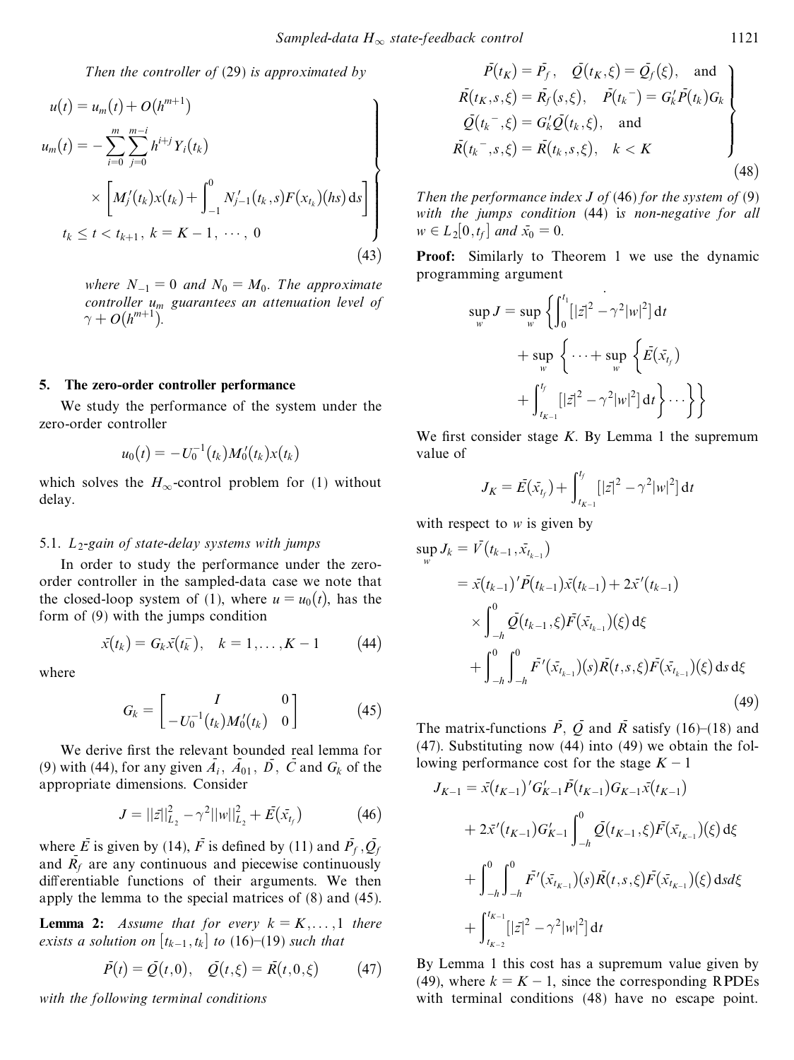*Then the controller of* (29) *is approximated by*

$$
\left.\begin{aligned}
u(t) &= u_m(t) + O(h^{m+1}) \\
u_m(t) &= -\sum_{i=0}^{m}\sum_{j=0}^{m-i} h^{i+j} Y_i(t_k) \\
&\quad \times \left[ M_j'(t_k)x(t_k) + \int_{-1}^{0} N_{j-1}'(t_k, s)F(x_{t_k})(hs)\,\mathrm{d}s \right] \\
t_k &\le t < t_{k+1},\ k = K-1,\ \cdots,\ 0
\end{aligned}\right\} \tag{43}
$$

*where $N_{-1} = 0$ and $N_0 = M_0$. The approximate controller $u_m$ guarantees an attenuation level of $\gamma + O(h^{m+1})$.*

## 5. The zero-order controller performance

We study the performance of the system under the zero-order controller

$$u_0(t) = -U_0^{-1}(t_k)M_0'(t_k)x(t_k)$$

which solves the $H_\infty$-control problem for (1) without delay.

### 5.1. $L_2$-gain of state-delay systems with jumps

In order to study the performance under the zero-order controller in the sampled-data case we note that the closed-loop system of (1), where $u = u_0(t)$, has the form of (9) with the jumps condition

$$\bar{x}(t_k) = G_k\bar{x}(t_k^-), \quad k = 1, \ldots, K-1 \tag{44}$$

where

$$G_k = \begin{bmatrix} I & 0 \\ -U_0^{-1}(t_k)M_0'(t_k) & 0 \end{bmatrix} \tag{45}$$

We derive first the relevant bounded real lemma for (9) with (44), for any given $\bar{A}_i$, $\bar{A}_{01}$, $\bar{D}$, $\bar{C}$ and $G_k$ of the appropriate dimensions. Consider

$$J = \|\bar{z}\|_{L_2}^2 - \gamma^2\|w\|_{L_2}^2 + \bar{E}(\bar{x}_{t_f}) \tag{46}$$

where $\bar{E}$ is given by (14), $\bar{F}$ is defined by (11) and $\bar{P}_f, \bar{Q}_f$ and $\bar{R}_f$ are any continuous and piecewise continuously differentiable functions of their arguments. We then apply the lemma to the special matrices of (8) and (45).

**Lemma 2:** *Assume that for every $k = K, \ldots, 1$ there exists a solution on $[t_{k-1}, t_k]$ to* (16)–(19) *such that*

$$\bar{P}(t) = \bar{Q}(t, 0), \quad \bar{Q}(t, \xi) = \bar{R}(t, 0, \xi) \tag{47}$$

*with the following terminal conditions*

$$
\left.\begin{aligned}
&\bar{P}(t_K) = \bar{P}_f, \quad \bar{Q}(t_K, \xi) = \bar{Q}_f(\xi), \quad \text{and} \\
&\bar{R}(t_K, s, \xi) = \bar{R}_f(s, \xi), \quad \bar{P}(t_k^-) = G_k'\bar{P}(t_k)G_k \\
&\bar{Q}(t_k^-, \xi) = G_k'\bar{Q}(t_k, \xi), \quad \text{and} \\
&\bar{R}(t_k^-, s, \xi) = \bar{R}(t_k, s, \xi), \quad k < K
\end{aligned}\right\} \tag{48}
$$

*Then the performance index $J$ of* (46) *for the system of* (9) *with the jumps condition* (44) *is non-negative for all $w \in L_2[0, t_f]$ and $\bar{x}_0 = 0$.*

**Proof:** Similarly to Theorem 1 we use the dynamic programming argument

$$
\begin{aligned}
\sup_w J = \sup_w \Bigg\{ &\int_0^{t_1} [|\bar{z}|^2 - \gamma^2|w|^2]\,\mathrm{d}t \\
&+ \sup_w \Bigg\{ \cdots + \sup_w \Bigg\{ \bar{E}(\bar{x}_{t_f}) \\
&+ \int_{t_{K-1}}^{t_f} [|\bar{z}|^2 - \gamma^2|w|^2]\,\mathrm{d}t \Bigg\} \cdots \Bigg\} \Bigg\}
\end{aligned}
$$

We first consider stage $K$. By Lemma 1 the supremum value of

$$J_K = \bar{E}(\bar{x}_{t_f}) + \int_{t_{K-1}}^{t_f} [|\bar{z}|^2 - \gamma^2|w|^2]\,\mathrm{d}t$$

with respect to $w$ is given by

$$
\begin{aligned}
\sup_w J_k &= \bar{V}(t_{k-1}, \bar{x}_{t_{k-1}}) \\
&= \bar{x}(t_{k-1})'\bar{P}(t_{k-1})\bar{x}(t_{k-1}) + 2\bar{x}'(t_{k-1}) \\
&\quad \times \int_{-h}^{0} \bar{Q}(t_{k-1}, \xi)\bar{F}(\bar{x}_{t_{k-1}})(\xi)\,\mathrm{d}\xi \\
&\quad + \int_{-h}^{0}\int_{-h}^{0} \bar{F}'(\bar{x}_{t_{k-1}})(s)\bar{R}(t, s, \xi)\bar{F}(\bar{x}_{t_{k-1}})(\xi)\,\mathrm{d}s\,\mathrm{d}\xi
\end{aligned} \tag{49}
$$

The matrix-functions $\bar{P}$, $\bar{Q}$ and $\bar{R}$ satisfy (16)–(18) and (47). Substituting now (44) into (49) we obtain the following performance cost for the stage $K-1$

$$
\begin{aligned}
J_{K-1} &= \bar{x}(t_{K-1})'G_{K-1}'\bar{P}(t_{K-1})G_{K-1}\bar{x}(t_{K-1}) \\
&\quad + 2\bar{x}'(t_{K-1})G_{K-1}'\int_{-h}^{0} \bar{Q}(t_{K-1}, \xi)\bar{F}(\bar{x}_{t_{K-1}})(\xi)\,\mathrm{d}\xi \\
&\quad + \int_{-h}^{0}\int_{-h}^{0} \bar{F}'(\bar{x}_{t_{K-1}})(s)\bar{R}(t, s, \xi)\bar{F}(\bar{x}_{t_{K-1}})(\xi)\,\mathrm{d}s d\xi \\
&\quad + \int_{t_{K-2}}^{t_{K-1}} [|\bar{z}|^2 - \gamma^2|w|^2]\,\mathrm{d}t
\end{aligned}
$$

By Lemma 1 this cost has a supremum value given by (49), where $k = K-1$, since the corresponding RPDEs with terminal conditions (48) have no escape point.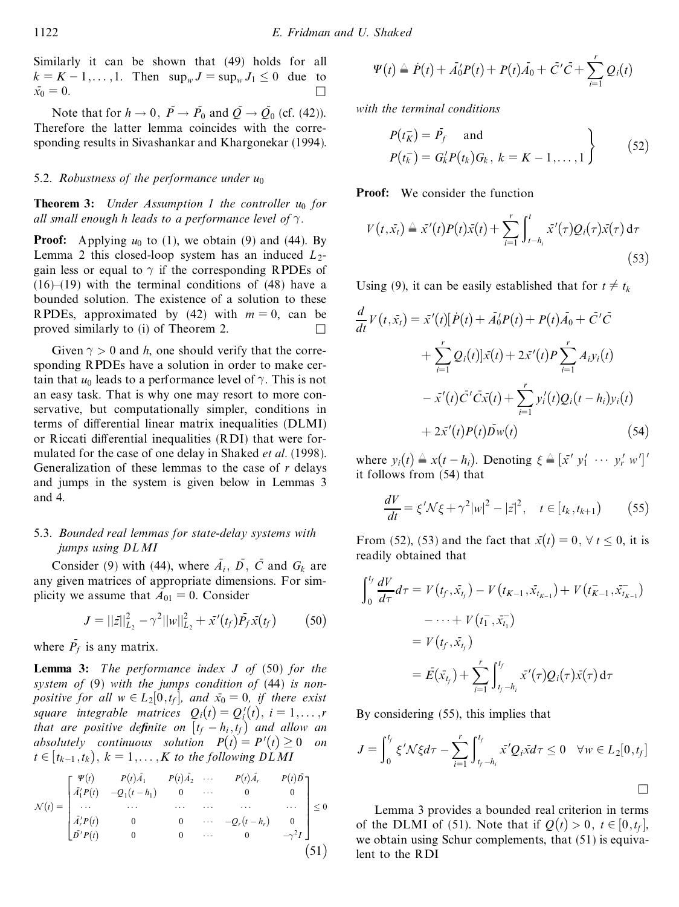Similarly it can be shown that (49) holds for all $k = K-1, \dots, 1$. Then $\sup_w J = \sup_w J_1 \le 0$ due to $\bar{x}_0 = 0$. □

Note that for $h \to 0$, $\bar{P} \to \bar{P}_0$ and $\bar{Q} \to \bar{Q}_0$ (cf. (42)). Therefore the latter lemma coincides with the corresponding results in Sivashankar and Khargonekar (1994).

### 5.2. *Robustness of the performance under $u_0$*

**Theorem 3:** *Under Assumption 1 the controller $u_0$ for all small enough $h$ leads to a performance level of $\gamma$.*

**Proof:** Applying $u_0$ to (1), we obtain (9) and (44). By Lemma 2 this closed-loop system has an induced $L_2$-gain less or equal to $\gamma$ if the corresponding RPDEs of (16)–(19) with the terminal conditions of (48) have a bounded solution. The existence of a solution to these RPDEs, approximated by (42) with $m = 0$, can be proved similarly to (i) of Theorem 2. □

Given $\gamma > 0$ and $h$, one should verify that the corresponding RPDEs have a solution in order to make certain that $u_0$ leads to a performance level of $\gamma$. This is not an easy task. That is why one may resort to more conservative, but computationally simpler, conditions in terms of differential linear matrix inequalities (DLMI) or Riccati differential inequalities (RDI) that were formulated for the case of one delay in Shaked *et al*. (1998). Generalization of these lemmas to the case of $r$ delays and jumps in the system is given below in Lemmas 3 and 4.

### 5.3. *Bounded real lemmas for state-delay systems with jumps using DLMI*

Consider (9) with (44), where $\bar{A}_i$, $\bar{D}$, $\bar{C}$ and $G_k$ are any given matrices of appropriate dimensions. For simplicity we assume that $\bar{A}_{01} = 0$. Consider

$$J = \|\bar{z}\|^2_{L_2} - \gamma^2 \|w\|^2_{L_2} + \bar{x}'(t_f)\bar{P}_f \bar{x}(t_f) \tag{50}$$

where $\bar{P}_f$ is any matrix.

**Lemma 3:** *The performance index $J$ of (50) for the system of (9) with the jumps condition of (44) is non-positive for all $w \in L_2[0, t_f]$, and $\bar{x}_0 = 0$, if there exist square integrable matrices $Q_i(t) = Q_i'(t)$, $i = 1, \dots, r$ that are positive definite on $[t_f - h_i, t_f)$ and allow an absolutely continuous solution $P(t) = P'(t) \ge 0$ on $t \in [t_{k-1}, t_k)$, $k = 1, \dots, K$ to the following DLMI*

$$\mathcal{N}(t) = \begin{bmatrix} \Psi(t) & P(t)\bar{A}_1 & P(t)\bar{A}_2 & \cdots & P(t)\bar{A}_r & P(t)\bar{D} \\ \bar{A}_1'P(t) & -Q_1(t-h_1) & 0 & \cdots & 0 & 0 \\ \cdots & \cdots & \cdots & \cdots & \cdots & \cdots \\ \bar{A}_r'P(t) & 0 & 0 & \cdots & -Q_r(t-h_r) & 0 \\ \bar{D}'P(t) & 0 & 0 & \cdots & 0 & -\gamma^2 I \end{bmatrix} \le 0 \tag{51}$$

$$\Psi(t) \triangleq \dot{P}(t) + \bar{A}_0'P(t) + P(t)\bar{A}_0 + \bar{C}'\bar{C} + \sum_{i=1}^{r} Q_i(t)$$

*with the terminal conditions*

$$\left. \begin{aligned} &P(t_K^-) = \bar{P}_f \quad \text{and} \\ &P(t_k^-) = G_k' P(t_k) G_k, \ k = K-1, \dots, 1 \end{aligned} \right\} \tag{52}$$

**Proof:** We consider the function

$$V(t, \bar{x}_t) \triangleq \bar{x}'(t)P(t)\bar{x}(t) + \sum_{i=1}^{r} \int_{t-h_i}^{t} \bar{x}'(\tau)Q_i(\tau)\bar{x}(\tau)\,\mathrm{d}\tau \tag{53}$$

Using (9), it can be easily established that for $t \ne t_k$

$$\begin{aligned} \frac{d}{dt} V(t, \bar{x}_t) = {} & \bar{x}'(t)[\dot{P}(t) + \bar{A}_0'P(t) + P(t)\bar{A}_0 + \bar{C}'\bar{C} \\ & + \sum_{i=1}^{r} Q_i(t)]\bar{x}(t) + 2\bar{x}'(t)P\sum_{i=1}^{r} A_i y_i(t) \\ & - \bar{x}'(t)\bar{C}'\bar{C}\bar{x}(t) + \sum_{i=1}^{r} y_i'(t)Q_i(t-h_i)y_i(t) \\ & + 2\bar{x}'(t)P(t)\bar{D}w(t) \end{aligned} \tag{54}$$

where $y_i(t) \triangleq x(t-h_i)$. Denoting $\xi \triangleq [\bar{x}' \ y_1' \ \cdots \ y_r' \ w']'$ it follows from (54) that

$$\frac{dV}{dt} = \xi' \mathcal{N} \xi + \gamma^2 |w|^2 - |\bar{z}|^2, \quad t \in [t_k, t_{k+1}) \tag{55}$$

From (52), (53) and the fact that $\bar{x}(t) = 0$, $\forall\, t \le 0$, it is readily obtained that

$$\begin{aligned} \int_0^{t_f} \frac{dV}{d\tau} d\tau &= V(t_f, \bar{x}_{t_f}) - V(t_{K-1}, \bar{x}_{t_{K-1}}) + V(t_{K-1}^-, \bar{x}_{t_{K-1}}^-) \\ &\quad - \cdots + V(t_1^-, \bar{x}_{t_1}^-) \\ &= V(t_f, \bar{x}_{t_f}) \\ &= \bar{E}(\bar{x}_{t_f}) + \sum_{i=1}^{r} \int_{t_f - h_i}^{t_f} \bar{x}'(\tau)Q_i(\tau)\bar{x}(\tau)\,\mathrm{d}\tau \end{aligned}$$

By considering (55), this implies that

$$J = \int_0^{t_f} \xi' \mathcal{N} \xi d\tau - \sum_{i=1}^{r} \int_{t_f - h_i}^{t_f} \bar{x}' Q_i \bar{x} d\tau \le 0 \quad \forall w \in L_2[0, t_f]$$

□

Lemma 3 provides a bounded real criterion in terms of the DLMI of (51). Note that if $Q(t) > 0$, $t \in [0, t_f]$, we obtain using Schur complements, that (51) is equivalent to the RDI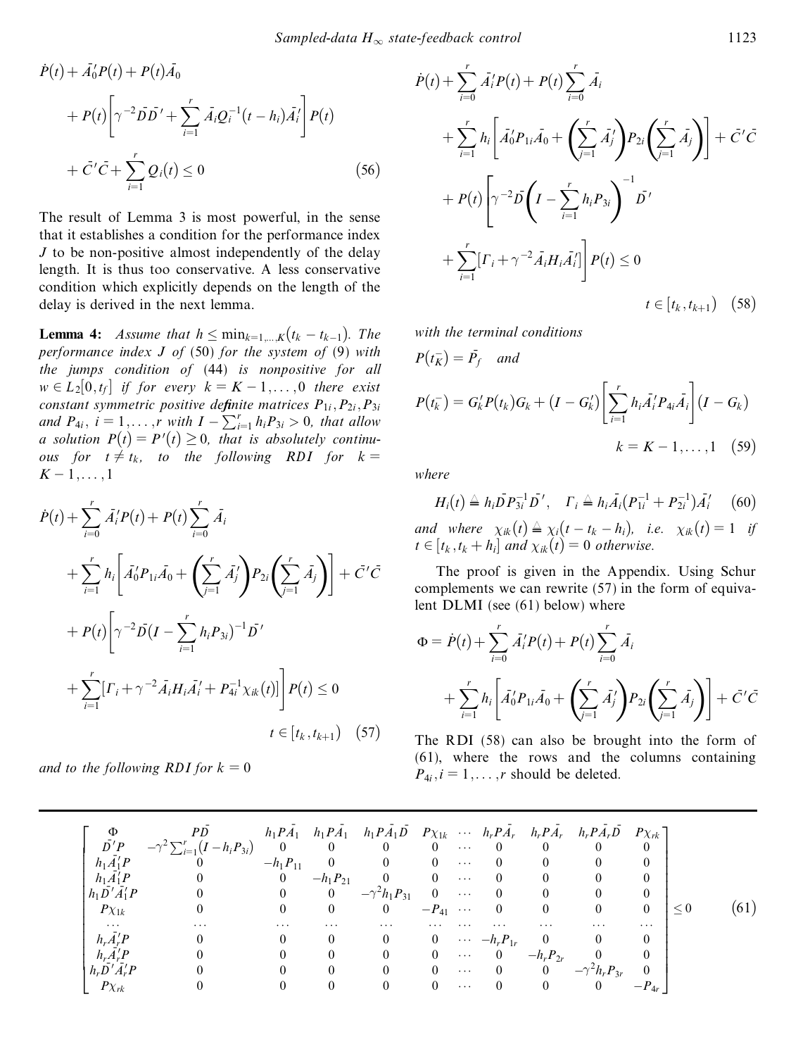$$
\begin{aligned}
&\dot{P}(t) + \bar{A}_0' P(t) + P(t)\bar{A}_0 \\
&\quad + P(t)\left[\gamma^{-2}\bar{D}\bar{D}' + \sum_{i=1}^{r} \bar{A}_i Q_i^{-1}(t-h_i)\bar{A}_i'\right] P(t) \\
&\quad + \bar{C}'\bar{C} + \sum_{i=1}^{r} Q_i(t) \le 0
\end{aligned}
\tag{56}
$$

The result of Lemma 3 is most powerful, in the sense that it establishes a condition for the performance index $J$ to be non-positive almost independently of the delay length. It is thus too conservative. A less conservative condition which explicitly depends on the length of the delay is derived in the next lemma.

**Lemma 4:** *Assume that $h \le \min_{k=1,\dots,K}(t_k - t_{k-1})$. The performance index $J$ of (50) for the system of (9) with the jumps condition of (44) is nonpositive for all $w \in L_2[0, t_f]$ if for every $k = K-1, \dots, 0$ there exist constant symmetric positive definite matrices $P_{1i}, P_{2i}, P_{3i}$ and $P_{4i}$, $i = 1, \dots, r$ with $I - \sum_{i=1}^{r} h_i P_{3i} > 0$, that allow a solution $P(t) = P'(t) \ge 0$, that is absolutely continuous for $t \ne t_k$, to the following RDI for $k = K-1, \dots, 1$*

$$
\begin{aligned}
&\dot{P}(t) + \sum_{i=0}^{r} \bar{A}_i' P(t) + P(t)\sum_{i=0}^{r} \bar{A}_i \\
&\quad + \sum_{i=1}^{r} h_i\left[\bar{A}_0' P_{1i}\bar{A}_0 + \left(\sum_{j=1}^{r} \bar{A}_j'\right) P_{2i}\left(\sum_{j=1}^{r} \bar{A}_j\right)\right] + \bar{C}'\bar{C} \\
&\quad + P(t)\Bigg[\gamma^{-2}\bar{D}\Big(I - \sum_{i=1}^{r} h_i P_{3i}\Big)^{-1}\bar{D}' \\
&\quad + \sum_{i=1}^{r}\left[\Gamma_i + \gamma^{-2}\bar{A}_i H_i \bar{A}_i' + P_{4i}^{-1}\chi_{ik}(t)\right]\Bigg] P(t) \le 0 \\
&\qquad\qquad t \in [t_k, t_{k+1})
\end{aligned}
\tag{57}
$$

*and to the following RDI for $k = 0$*

$$
\begin{aligned}
&\dot{P}(t) + \sum_{i=0}^{r} \bar{A}_i' P(t) + P(t)\sum_{i=0}^{r} \bar{A}_i \\
&\quad + \sum_{i=1}^{r} h_i\left[\bar{A}_0' P_{1i}\bar{A}_0 + \left(\sum_{j=1}^{r} \bar{A}_j'\right) P_{2i}\left(\sum_{j=1}^{r} \bar{A}_j\right)\right] + \bar{C}'\bar{C} \\
&\quad + P(t)\Bigg[\gamma^{-2}\bar{D}\left(I - \sum_{i=1}^{r} h_i P_{3i}\right)^{-1}\bar{D}' \\
&\quad + \sum_{i=1}^{r}\left[\Gamma_i + \gamma^{-2}\bar{A}_i H_i \bar{A}_i'\right]\Bigg] P(t) \le 0 \\
&\qquad\qquad t \in [t_k, t_{k+1})
\end{aligned}
\tag{58}
$$

*with the terminal conditions*

$$
P(t_K^-) = \bar{P}_f \quad \textit{and}
$$

$$
P(t_k^-) = G_k' P(t_k) G_k + (I - G_k')\left[\sum_{i=1}^{r} h_i \bar{A}_i' P_{4i}\bar{A}_i\right](I - G_k) \qquad k = K-1, \dots, 1 \tag{59}
$$

*where*

$$
H_i(t) \triangleq h_i \bar{D} P_{3i}^{-1}\bar{D}', \quad \Gamma_i \triangleq h_i \bar{A}_i (P_{1i}^{-1} + P_{2i}^{-1})\bar{A}_i' \tag{60}
$$

*and where $\chi_{ik}(t) \triangleq \chi_i(t - t_k - h_i)$, i.e. $\chi_{ik}(t) = 1$ if $t \in [t_k, t_k + h_i]$ and $\chi_{ik}(t) = 0$ otherwise.*

The proof is given in the Appendix. Using Schur complements we can rewrite (57) in the form of equivalent DLMI (see (61) below) where

$$
\Phi = \dot{P}(t) + \sum_{i=0}^{r} \bar{A}_i' P(t) + P(t)\sum_{i=0}^{r} \bar{A}_i + \sum_{i=1}^{r} h_i\left[\bar{A}_0' P_{1i}\bar{A}_0 + \left(\sum_{j=1}^{r} \bar{A}_j'\right) P_{2i}\left(\sum_{j=1}^{r} \bar{A}_j\right)\right] + \bar{C}'\bar{C}
$$

The RDI (58) can also be brought into the form of (61), where the rows and the columns containing $P_{4i}, i = 1, \dots, r$ should be deleted.

$$
\begin{bmatrix}
\Phi & P\bar{D} & h_1 P\bar{A}_1 & h_1 P\bar{A}_1 & h_1 P\bar{A}_1\bar{D} & P\chi_{1k} & \cdots & h_r P\bar{A}_r & h_r P\bar{A}_r & h_r P\bar{A}_r\bar{D} & P\chi_{rk} \\
\bar{D}'P & -\gamma^2\sum_{i=1}^{r}(I - h_i P_{3i}) & 0 & 0 & 0 & 0 & \cdots & 0 & 0 & 0 & 0 \\
h_1\bar{A}_1' P & 0 & -h_1 P_{11} & 0 & 0 & 0 & \cdots & 0 & 0 & 0 & 0 \\
h_1\bar{A}_1' P & 0 & 0 & -h_1 P_{21} & 0 & 0 & \cdots & 0 & 0 & 0 & 0 \\
h_1\bar{D}'\bar{A}_1' P & 0 & 0 & 0 & -\gamma^2 h_1 P_{31} & 0 & \cdots & 0 & 0 & 0 & 0 \\
P\chi_{1k} & 0 & 0 & 0 & 0 & -P_{41} & \cdots & 0 & 0 & 0 & 0 \\
\cdots & \cdots & \cdots & \cdots & \cdots & \cdots & \cdots & \cdots & \cdots & \cdots & \cdots \\
h_r\bar{A}_r' P & 0 & 0 & 0 & 0 & 0 & \cdots & -h_r P_{1r} & 0 & 0 & 0 \\
h_r\bar{A}_r' P & 0 & 0 & 0 & 0 & 0 & \cdots & 0 & -h_r P_{2r} & 0 & 0 \\
h_r\bar{D}'\bar{A}_r' P & 0 & 0 & 0 & 0 & 0 & \cdots & 0 & 0 & -\gamma^2 h_r P_{3r} & 0 \\
P\chi_{rk} & 0 & 0 & 0 & 0 & 0 & \cdots & 0 & 0 & 0 & -P_{4r}
\end{bmatrix} \le 0
\tag{61}
$$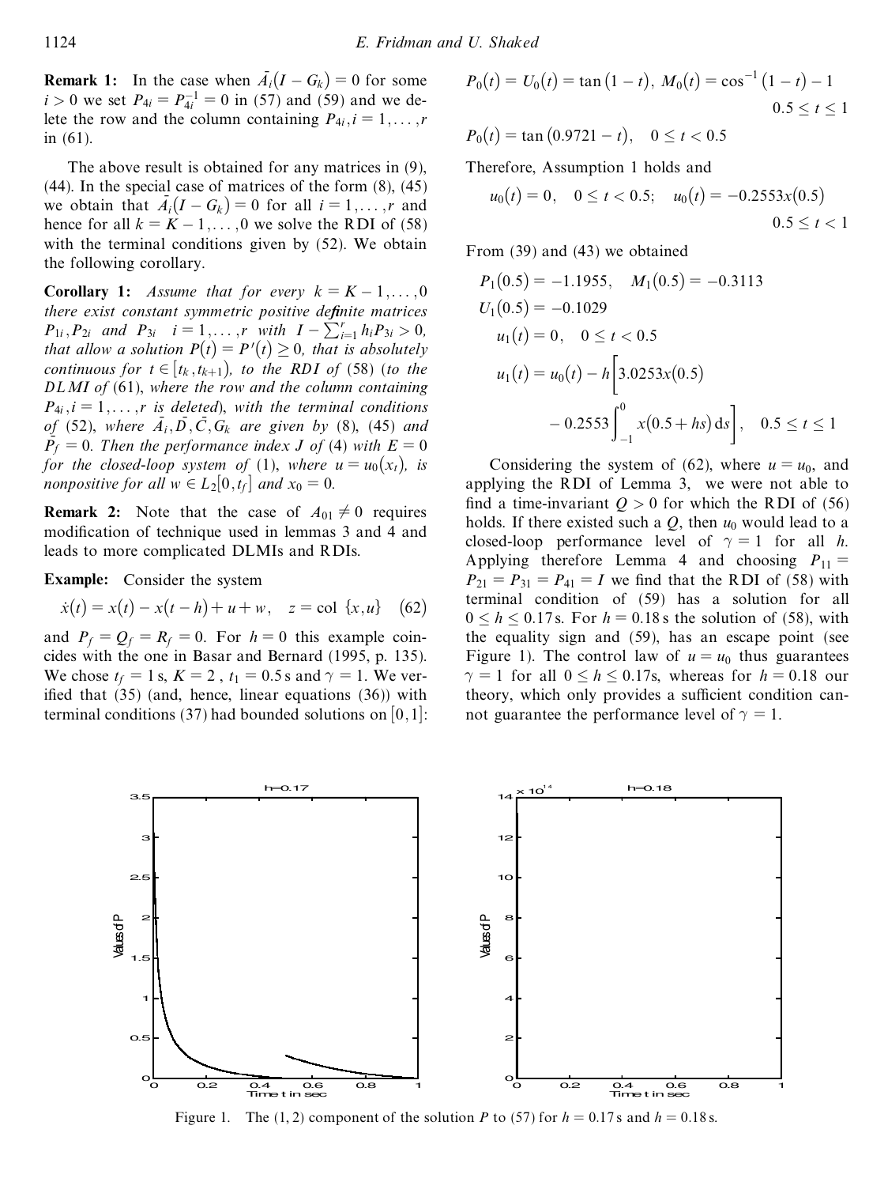**Remark 1:** In the case when $\bar{A}_i(I - G_k) = 0$ for some $i > 0$ we set $P_{4i} = P_{4i}^{-1} = 0$ in (57) and (59) and we delete the row and the column containing $P_{4i}, i = 1, \ldots, r$ in (61).

The above result is obtained for any matrices in (9), (44). In the special case of matrices of the form (8), (45) we obtain that $\bar{A}_i(I - G_k) = 0$ for all $i = 1, \ldots, r$ and hence for all $k = K - 1, \ldots, 0$ we solve the RDI of (58) with the terminal conditions given by (52). We obtain the following corollary.

**Corollary 1:** *Assume that for every $k = K - 1, \ldots, 0$ there exist constant symmetric positive definite matrices $P_{1i}, P_{2i}$ and $P_{3i}$ $i = 1, \ldots, r$ with $I - \sum_{i=1}^{r} h_i P_{3i} > 0$, that allow a solution $P(t) = P'(t) \geq 0$, that is absolutely continuous for $t \in [t_k, t_{k+1})$, to the RDI of (58) (to the DLMI of (61), where the row and the column containing $P_{4i}, i = 1, \ldots, r$ is deleted), with the terminal conditions of (52), where $\bar{A}_i, \bar{D}, \bar{C}, G_k$ are given by (8), (45) and $\bar{P}_f = 0$. Then the performance index $J$ of (4) with $E = 0$ for the closed-loop system of (1), where $u = u_0(x_t)$, is nonpositive for all $w \in L_2[0, t_f]$ and $x_0 = 0$.*

**Remark 2:** Note that the case of $A_{01} \neq 0$ requires modification of technique used in lemmas 3 and 4 and leads to more complicated DLMIs and RDIs.

**Example:** Consider the system

$$\dot{x}(t) = x(t) - x(t - h) + u + w, \quad z = \text{col}\ \{x, u\} \quad (62)$$

and $P_f = Q_f = R_f = 0$. For $h = 0$ this example coincides with the one in Basar and Bernard (1995, p. 135). We chose $t_f = 1$ s, $K = 2$, $t_1 = 0.5$ s and $\gamma = 1$. We verified that (35) (and, hence, linear equations (36)) with terminal conditions (37) had bounded solutions on $[0, 1]$:

$$P_0(t) = U_0(t) = \tan(1 - t),\ M_0(t) = \cos^{-1}(1 - t) - 1 \qquad 0.5 \leq t \leq 1$$

$$P_0(t) = \tan(0.9721 - t), \quad 0 \leq t < 0.5$$

Therefore, Assumption 1 holds and

$$u_0(t) = 0, \quad 0 \leq t < 0.5; \quad u_0(t) = -0.2553x(0.5) \qquad 0.5 \leq t < 1$$

From (39) and (43) we obtained

$$P_1(0.5) = -1.1955, \quad M_1(0.5) = -0.3113$$

$$U_1(0.5) = -0.1029$$

$$u_1(t) = 0, \quad 0 \leq t < 0.5$$

$$u_1(t) = u_0(t) - h\Big[3.0253x(0.5) - 0.2553\int_{-1}^{0} x(0.5 + hs)\,\mathrm{d}s\Big], \quad 0.5 \leq t \leq 1$$

Considering the system of (62), where $u = u_0$, and applying the RDI of Lemma 3, we were not able to find a time-invariant $Q > 0$ for which the RDI of (56) holds. If there existed such a $Q$, then $u_0$ would lead to a closed-loop performance level of $\gamma = 1$ for all $h$. Applying therefore Lemma 4 and choosing $P_{11} = P_{21} = P_{31} = P_{41} = I$ we find that the RDI of (58) with terminal condition of (59) has a solution for all $0 \leq h \leq 0.17$ s. For $h = 0.18$ s the solution of (58), with the equality sign and (59), has an escape point (see Figure 1). The control law of $u = u_0$ thus guarantees $\gamma = 1$ for all $0 \leq h \leq 0.17$s, whereas for $h = 0.18$ our theory, which only provides a sufficient condition cannot guarantee the performance level of $\gamma = 1$.

Figure 1. The (1, 2) component of the solution $P$ to (57) for $h = 0.17$ s and $h = 0.18$ s.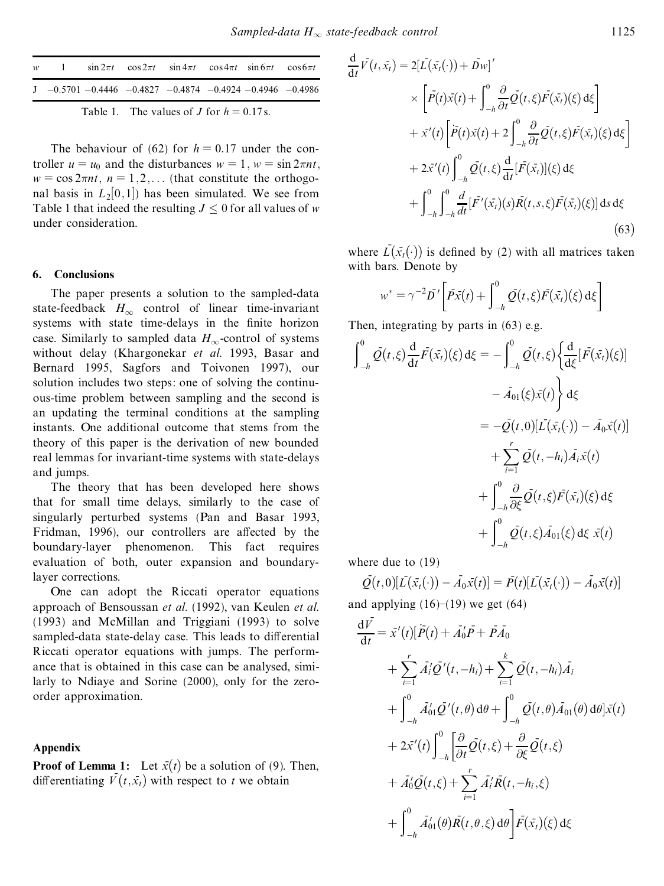| $w$ | 1 | $\sin 2\pi t$ | $\cos 2\pi t$ | $\sin 4\pi t$ | $\cos 4\pi t$ | $\sin 6\pi t$ | $\cos 6\pi t$ |
|---|---|---|---|---|---|---|---|
| J | $-0.5701$ | $-0.4446$ | $-0.4827$ | $-0.4874$ | $-0.4924$ | $-0.4946$ | $-0.4986$ |

Table 1. The values of $J$ for $h = 0.17$ s.

The behaviour of (62) for $h = 0.17$ under the controller $u = u_0$ and the disturbances $w = 1$, $w = \sin 2\pi nt$, $w = \cos 2\pi nt$, $n = 1, 2, \ldots$ (that constitute the orthogonal basis in $L_2[0, 1]$) has been simulated. We see from Table 1 that indeed the resulting $J \leq 0$ for all values of $w$ under consideration.

## 6. Conclusions

The paper presents a solution to the sampled-data state-feedback $H_\infty$ control of linear time-invariant systems with state time-delays in the finite horizon case. Similarly to sampled data $H_\infty$-control of systems without delay (Khargonekar *et al.* 1993, Basar and Bernard 1995, Sagfors and Toivonen 1997), our solution includes two steps: one of solving the continuous-time problem between sampling and the second is an updating the terminal conditions at the sampling instants. One additional outcome that stems from the theory of this paper is the derivation of new bounded real lemmas for invariant-time systems with state-delays and jumps.

The theory that has been developed here shows that for small time delays, similarly to the case of singularly perturbed systems (Pan and Basar 1993, Fridman, 1996), our controllers are affected by the boundary-layer phenomenon. This fact requires evaluation of both, outer expansion and boundary-layer corrections.

One can adopt the Riccati operator equations approach of Bensoussan *et al.* (1992), van Keulen *et al.* (1993) and McMillan and Triggiani (1993) to solve sampled-data state-delay case. This leads to differential Riccati operator equations with jumps. The performance that is obtained in this case can be analysed, similarly to Ndiaye and Sorine (2000), only for the zero-order approximation.

## Appendix

**Proof of Lemma 1:** Let $\bar{x}(t)$ be a solution of (9). Then, differentiating $\bar{V}(t, \bar{x}_t)$ with respect to $t$ we obtain

$$
\begin{aligned}
\frac{\mathrm{d}}{\mathrm{d}t}\bar{V}(t,\bar{x}_t) = {} & 2[\bar{L}(\bar{x}_t(\cdot)) + \bar{D}w]' \\
& \times \left[\bar{P}(t)\bar{x}(t) + \int_{-h}^{0} \frac{\partial}{\partial t}\bar{Q}(t,\xi)\bar{F}(\bar{x}_t)(\xi)\,\mathrm{d}\xi\right] \\
& + \bar{x}'(t)\left[\dot{\bar{P}}(t)\bar{x}(t) + 2\int_{-h}^{0} \frac{\partial}{\partial t}\bar{Q}(t,\xi)\bar{F}(\bar{x}_t)(\xi)\,\mathrm{d}\xi\right] \\
& + 2\bar{x}'(t)\int_{-h}^{0} \bar{Q}(t,\xi)\frac{\mathrm{d}}{\mathrm{d}t}[\bar{F}(\bar{x}_t)](\xi)\,\mathrm{d}\xi \\
& + \int_{-h}^{0}\int_{-h}^{0} \frac{d}{dt}[\bar{F}'(\bar{x}_t)(s)\bar{R}(t,s,\xi)\bar{F}(\bar{x}_t)(\xi)]\,\mathrm{d}s\,\mathrm{d}\xi
\end{aligned} \tag{63}
$$

where $\bar{L}(\bar{x}_t(\cdot))$ is defined by (2) with all matrices taken with bars. Denote by

$$
w^* = \gamma^{-2}\bar{D}'\left[\bar{P}\bar{x}(t) + \int_{-h}^{0} \bar{Q}(t,\xi)\bar{F}(\bar{x}_t)(\xi)\,\mathrm{d}\xi\right]
$$

Then, integrating by parts in (63) e.g.

$$
\begin{aligned}
\int_{-h}^{0} \bar{Q}(t,\xi)\frac{\mathrm{d}}{\mathrm{d}t}\bar{F}(\bar{x}_t)(\xi)\,\mathrm{d}\xi = {} & -\int_{-h}^{0} \bar{Q}(t,\xi)\left\{\frac{\mathrm{d}}{\mathrm{d}\xi}[\bar{F}(\bar{x}_t)(\xi)] - \bar{A}_{01}(\xi)\bar{x}(t)\right\}\mathrm{d}\xi \\
= {} & -\bar{Q}(t,0)[\bar{L}(\bar{x}_t(\cdot)) - \bar{A}_0\bar{x}(t)] \\
& + \sum_{i=1}^{r} \bar{Q}(t,-h_i)\bar{A}_i\bar{x}(t) \\
& + \int_{-h}^{0} \frac{\partial}{\partial \xi}\bar{Q}(t,\xi)\bar{F}(\bar{x}_t)(\xi)\,\mathrm{d}\xi \\
& + \int_{-h}^{0} \bar{Q}(t,\xi)\bar{A}_{01}(\xi)\,\mathrm{d}\xi\;\bar{x}(t)
\end{aligned}
$$

where due to (19)

$$
\bar{Q}(t,0)[\bar{L}(\bar{x}_t(\cdot)) - \bar{A}_0\bar{x}(t)] = \bar{P}(t)[\bar{L}(\bar{x}_t(\cdot)) - \bar{A}_0\bar{x}(t)]
$$

and applying (16)–(19) we get (64)

$$
\begin{aligned}
\frac{\mathrm{d}\bar{V}}{\mathrm{d}t} = {} & \bar{x}'(t)[\dot{\bar{P}}(t) + \bar{A}_0'\bar{P} + \bar{P}\bar{A}_0 \\
& + \sum_{i=1}^{r} \bar{A}_i'\bar{Q}'(t,-h_i) + \sum_{i=1}^{k} \bar{Q}(t,-h_i)\bar{A}_i \\
& + \int_{-h}^{0} \bar{A}_{01}'\bar{Q}'(t,\theta)\,\mathrm{d}\theta + \int_{-h}^{0} \bar{Q}(t,\theta)\bar{A}_{01}(\theta)\,\mathrm{d}\theta]\bar{x}(t) \\
& + 2\bar{x}'(t)\int_{-h}^{0}\left[\frac{\partial}{\partial t}\bar{Q}(t,\xi) + \frac{\partial}{\partial \xi}\bar{Q}(t,\xi)\right. \\
& + \bar{A}_0'\bar{Q}(t,\xi) + \sum_{i=1}^{r} \bar{A}_i'\bar{R}(t,-h_i,\xi) \\
& \left. + \int_{-h}^{0} \bar{A}_{01}'(\theta)\bar{R}(t,\theta,\xi)\,\mathrm{d}\theta\right]\bar{F}(\bar{x}_t)(\xi)\,\mathrm{d}\xi
\end{aligned}
$$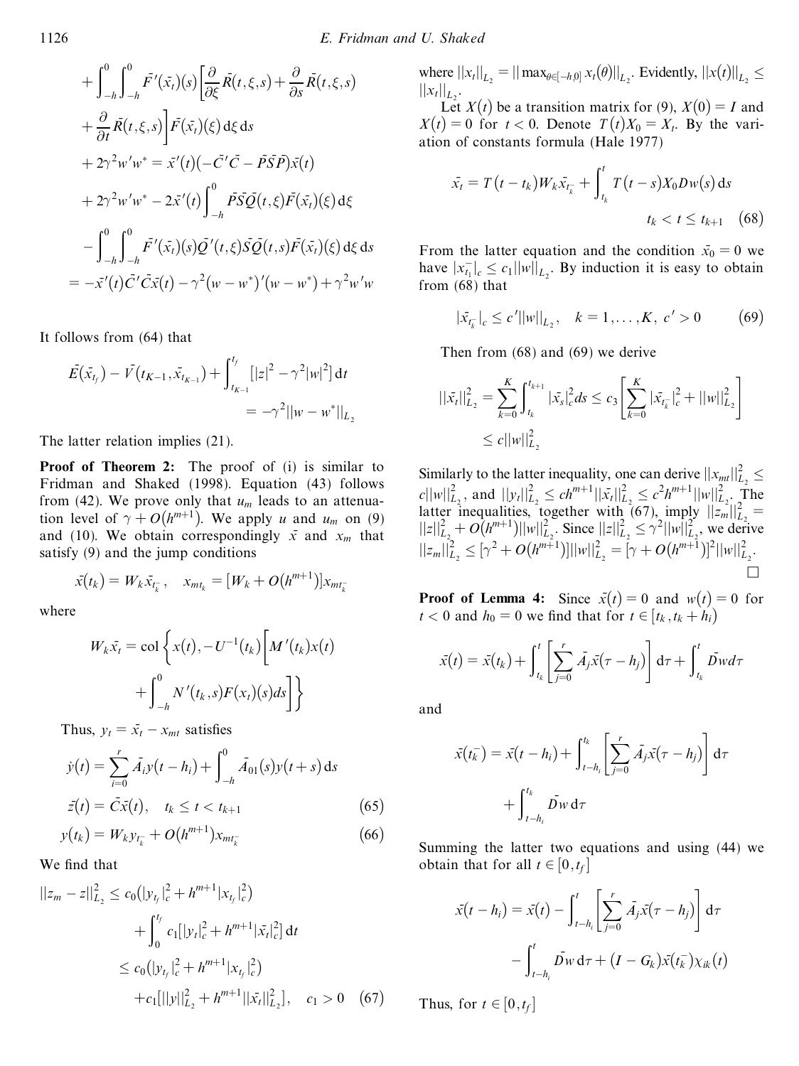$$
\begin{aligned}
&+ \int_{-h}^{0}\int_{-h}^{0} \bar{F}'(\bar{x}_t)(s)\left[\frac{\partial}{\partial \xi}\bar{R}(t,\xi,s) + \frac{\partial}{\partial s}\bar{R}(t,\xi,s)\right. \\
&\left. + \frac{\partial}{\partial t}\bar{R}(t,\xi,s)\right]\bar{F}(\bar{x}_t)(\xi)\,\mathrm{d}\xi\,\mathrm{d}s \\
&+ 2\gamma^2 w' w^* = \bar{x}'(t)(-\bar{C}'\bar{C} - \bar{P}\bar{S}\bar{P})\bar{x}(t) \\
&+ 2\gamma^2 w' w^* - 2\bar{x}'(t)\int_{-h}^{0} \bar{P}\bar{S}\bar{Q}(t,\xi)\bar{F}(\bar{x}_t)(\xi)\,\mathrm{d}\xi \\
&- \int_{-h}^{0}\int_{-h}^{0} \bar{F}'(\bar{x}_t)(s)\bar{Q}'(t,\xi)\bar{S}\bar{Q}(t,s)\bar{F}(\bar{x}_t)(\xi)\,\mathrm{d}\xi\,\mathrm{d}s \\
&= -\bar{x}'(t)\bar{C}'\bar{C}\bar{x}(t) - \gamma^2(w-w^*)'(w-w^*) + \gamma^2 w' w
\end{aligned}
$$

It follows from (64) that

$$
\bar{E}(\bar{x}_{t_f}) - \bar{V}(t_{K-1}, \bar{x}_{t_{K-1}}) + \int_{t_{K-1}}^{t_f} [|z|^2 - \gamma^2 |w|^2]\,\mathrm{d}t = -\gamma^2 ||w - w^*||_{L_2}
$$

The latter relation implies (21).

**Proof of Theorem 2:** The proof of (i) is similar to Fridman and Shaked (1998). Equation (43) follows from (42). We prove only that $u_m$ leads to an attenuation level of $\gamma + O(h^{m+1})$. We apply $u$ and $u_m$ on (9) and (10). We obtain correspondingly $\bar{x}$ and $x_m$ that satisfy (9) and the jump conditions

$$
\bar{x}(t_k) = W_k \bar{x}_{t_k^-}, \quad x_{mt_k} = [W_k + O(h^{m+1})]x_{mt_k^-}
$$

where

$$
W_k \bar{x}_t = \mathrm{col}\left\{x(t), -U^{-1}(t_k)\left[M'(t_k)x(t) + \int_{-h}^{0} N'(t_k,s)F(x_t)(s)ds\right]\right\}
$$

Thus, $y_t = \bar{x}_t - x_{mt}$ satisfies

$$
\dot{y}(t) = \sum_{i=0}^{r} \bar{A}_i y(t-h_i) + \int_{-h}^{0} \bar{A}_{01}(s) y(t+s)\,\mathrm{d}s
$$

$$
\bar{z}(t) = \bar{C}\bar{x}(t), \quad t_k \le t < t_{k+1} \tag{65}
$$

$$
y(t_k) = W_k y_{t_k^-} + O(h^{m+1}) x_{mt_k^-} \tag{66}
$$

We find that

$$
\begin{aligned}
||z_m - z||_{L_2}^2 &\le c_0(|y_{t_f}|_c^2 + h^{m+1}|x_{t_f}|_c^2) + \int_0^{t_f} c_1[|y_t|_c^2 + h^{m+1}|\bar{x}_t|_c^2]\,\mathrm{d}t \\
&\le c_0(|y_{t_f}|_c^2 + h^{m+1}|x_{t_f}|_c^2) \\
&\quad + c_1[||y||_{L_2}^2 + h^{m+1}||\bar{x}_t||_{L_2}^2], \quad c_1 > 0
\end{aligned} \tag{67}
$$

where $||x_t||_{L_2} = ||\max_{\theta \in [-h,0]} x_t(\theta)||_{L_2}$. Evidently, $||x(t)||_{L_2} \le ||x_t||_{L_2}$.

Let $X(t)$ be a transition matrix for (9), $X(0) = I$ and $X(t) = 0$ for $t < 0$. Denote $T(t)X_0 = X_t$. By the variation of constants formula (Hale 1977)

$$
\bar{x}_t = T(t - t_k) W_k \bar{x}_{t_k^-} + \int_{t_k}^{t} T(t-s) X_0 D w(s)\,\mathrm{d}s \qquad t_k < t \le t_{k+1} \tag{68}
$$

From the latter equation and the condition $\bar{x}_0 = 0$ we have $|x_{t_1}^-|_c \le c_1 ||w||_{L_2}$. By induction it is easy to obtain from (68) that

$$
|\bar{x}_{t_k^-}|_c \le c' ||w||_{L_2}, \quad k = 1, \ldots, K, \; c' > 0 \tag{69}
$$

Then from (68) and (69) we derive

$$
||\bar{x}_t||_{L_2}^2 = \sum_{k=0}^{K} \int_{t_k}^{t_{k+1}} |\bar{x}_s|_c^2 ds \le c_3 \left[\sum_{k=0}^{K} |\bar{x}_{t_k^-}|_c^2 + ||w||_{L_2}^2\right] \le c ||w||_{L_2}^2
$$

Similarly to the latter inequality, one can derive $||x_{mt}||_{L_2}^2 \le c||w||_{L_2}^2$, and $||y_t||_{L_2}^2 \le c h^{m+1} ||\bar{x}_t||_{L_2}^2 \le c^2 h^{m+1} ||w||_{L_2}^2$. The latter inequalities, together with (67), imply $||z_m||_{L_2}^2 = ||z||_{L_2}^2 + O(h^{m+1})||w||_{L_2}^2$. Since $||z||_{L_2}^2 \le \gamma^2 ||w||_{L_2}^2$, we derive $||z_m||_{L_2}^2 \le [\gamma^2 + O(h^{m+1})]||w||_{L_2}^2 = [\gamma + O(h^{m+1})]^2 ||w||_{L_2}^2$. $\square$

**Proof of Lemma 4:** Since $\bar{x}(t) = 0$ and $w(t) = 0$ for $t < 0$ and $h_0 = 0$ we find that for $t \in [t_k, t_k + h_i)$

$$
\bar{x}(t) = \bar{x}(t_k) + \int_{t_k}^{t}\left[\sum_{j=0}^{r} \bar{A}_j \bar{x}(\tau - h_j)\right]\mathrm{d}\tau + \int_{t_k}^{t} \bar{D} w d\tau
$$

and

$$
\bar{x}(t_k^-) = \bar{x}(t - h_i) + \int_{t-h_i}^{t_k}\left[\sum_{j=0}^{r} \bar{A}_j \bar{x}(\tau - h_j)\right]\mathrm{d}\tau + \int_{t-h_i}^{t_k} \bar{D} w\,\mathrm{d}\tau
$$

Summing the latter two equations and using (44) we obtain that for all $t \in [0, t_f]$

$$
\bar{x}(t - h_i) = \bar{x}(t) - \int_{t-h_i}^{t}\left[\sum_{j=0}^{r} \bar{A}_j \bar{x}(\tau - h_j)\right]\mathrm{d}\tau - \int_{t-h_i}^{t} \bar{D} w\,\mathrm{d}\tau + (I - G_k)\bar{x}(t_k^-)\chi_{ik}(t)
$$

Thus, for $t \in [0, t_f]$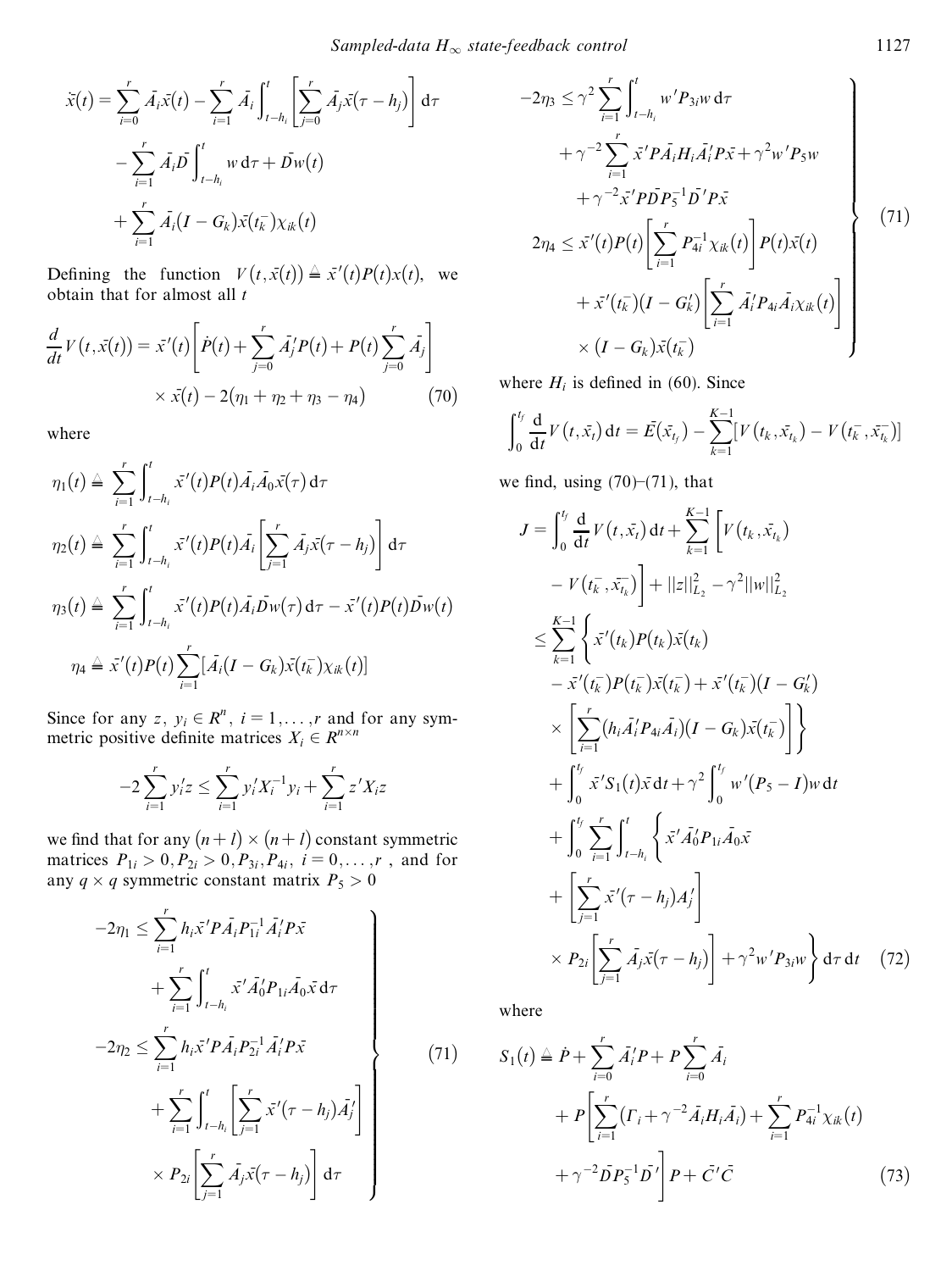$$\dot{\bar{x}}(t) = \sum_{i=0}^{r} \bar{A}_i \bar{x}(t) - \sum_{i=1}^{r} \bar{A}_i \int_{t-h_i}^{t} \left[ \sum_{j=0}^{r} \bar{A}_j \bar{x}(\tau - h_j) \right] \mathrm{d}\tau - \sum_{i=1}^{r} \bar{A}_i \bar{D} \int_{t-h_i}^{t} w \, \mathrm{d}\tau + \bar{D} w(t) + \sum_{i=1}^{r} \bar{A}_i (I - G_k) \bar{x}(t_k^-) \chi_{ik}(t)$$

Defining the function $V(t, \bar{x}(t)) \triangleq \bar{x}'(t) P(t) x(t)$, we obtain that for almost all $t$

$$\frac{d}{dt} V(t, \bar{x}(t)) = \bar{x}'(t) \left[ \dot{P}(t) + \sum_{j=0}^{r} \bar{A}_j' P(t) + P(t) \sum_{j=0}^{r} \bar{A}_j \right] \times \bar{x}(t) - 2(\eta_1 + \eta_2 + \eta_3 - \eta_4) \tag{70}$$

where

$$\eta_1(t) \triangleq \sum_{i=1}^{r} \int_{t-h_i}^{t} \bar{x}'(t) P(t) \bar{A}_i \bar{A}_0 \bar{x}(\tau) \, \mathrm{d}\tau$$

$$\eta_2(t) \triangleq \sum_{i=1}^{r} \int_{t-h_i}^{t} \bar{x}'(t) P(t) \bar{A}_i \left[ \sum_{j=1}^{r} \bar{A}_j \bar{x}(\tau - h_j) \right] \mathrm{d}\tau$$

$$\eta_3(t) \triangleq \sum_{i=1}^{r} \int_{t-h_i}^{t} \bar{x}'(t) P(t) \bar{A}_i \bar{D} w(\tau) \, \mathrm{d}\tau - \bar{x}'(t) P(t) \bar{D} w(t)$$

$$\eta_4 \triangleq \bar{x}'(t) P(t) \sum_{i=1}^{r} [\bar{A}_i (I - G_k) \bar{x}(t_k^-) \chi_{ik}(t)]$$

Since for any $z$, $y_i \in R^n$, $i = 1, \ldots, r$ and for any symmetric positive definite matrices $X_i \in R^{n \times n}$

$$-2 \sum_{i=1}^{r} y_i' z \le \sum_{i=1}^{r} y_i' X_i^{-1} y_i + \sum_{i=1}^{r} z' X_i z$$

we find that for any $(n+l) \times (n+l)$ constant symmetric matrices $P_{1i} > 0, P_{2i} > 0, P_{3i}, P_{4i}$, $i = 0, \ldots, r$ , and for any $q \times q$ symmetric constant matrix $P_5 > 0$

$$\left.\begin{aligned}
-2\eta_1 &\le \sum_{i=1}^{r} h_i \bar{x}' P \bar{A}_i P_{1i}^{-1} \bar{A}_i' P \bar{x} + \sum_{i=1}^{r} \int_{t-h_i}^{t} \bar{x}' \bar{A}_0' P_{1i} \bar{A}_0 \bar{x} \, \mathrm{d}\tau \\
-2\eta_2 &\le \sum_{i=1}^{r} h_i \bar{x}' P \bar{A}_i P_{2i}^{-1} \bar{A}_i' P \bar{x} + \sum_{i=1}^{r} \int_{t-h_i}^{t} \left[ \sum_{j=1}^{r} \bar{x}'(\tau - h_j) \bar{A}_j' \right] \times P_{2i} \left[ \sum_{j=1}^{r} \bar{A}_j \bar{x}(\tau - h_j) \right] \mathrm{d}\tau \\
-2\eta_3 &\le \gamma^2 \sum_{i=1}^{r} \int_{t-h_i}^{t} w' P_{3i} w \, \mathrm{d}\tau + \gamma^{-2} \sum_{i=1}^{r} \bar{x}' P \bar{A}_i H_i \bar{A}_i' P \bar{x} + \gamma^2 w' P_5 w + \gamma^{-2} \bar{x}' P \bar{D} P_5^{-1} \bar{D}' P \bar{x} \\
2\eta_4 &\le \bar{x}'(t) P(t) \left[ \sum_{i=1}^{r} P_{4i}^{-1} \chi_{ik}(t) \right] P(t) \bar{x}(t) + \bar{x}'(t_k^-)(I - G_k') \left[ \sum_{i=1}^{r} \bar{A}_i' P_{4i} \bar{A}_i \chi_{ik}(t) \right] \times (I - G_k) \bar{x}(t_k^-)
\end{aligned}\right\} \tag{71}$$

where $H_i$ is defined in (60). Since

$$\int_0^{t_f} \frac{\mathrm{d}}{\mathrm{d}t} V(t, \bar{x}_t) \, \mathrm{d}t = \bar{E}(\bar{x}_{t_f}) - \sum_{k=1}^{K-1} [V(t_k, \bar{x}_{t_k}) - V(t_k^-, \bar{x}_{t_k}^-)]$$

we find, using (70)–(71), that

$$\begin{aligned}
J &= \int_0^{t_f} \frac{\mathrm{d}}{\mathrm{d}t} V(t, \bar{x}_t) \, \mathrm{d}t + \sum_{k=1}^{K-1} \left[ V(t_k, \bar{x}_{t_k}) - V(t_k^-, \bar{x}_{t_k}^-) \right] + ||z||_{L_2}^2 - \gamma^2 ||w||_{L_2}^2 \\
&\le \sum_{k=1}^{K-1} \left\{ \bar{x}'(t_k) P(t_k) \bar{x}(t_k) - \bar{x}'(t_k^-) P(t_k^-) \bar{x}(t_k^-) + \bar{x}'(t_k^-)(I - G_k') \times \left[ \sum_{i=1}^{r} (h_i \bar{A}_i' P_{4i} \bar{A}_i)(I - G_k) \bar{x}(t_k^-) \right] \right\} \\
&\quad + \int_0^{t_f} \bar{x}' S_1(t) \bar{x} \, \mathrm{d}t + \gamma^2 \int_0^{t_f} w'(P_5 - I) w \, \mathrm{d}t \\
&\quad + \int_0^{t_f} \sum_{i=1}^{r} \int_{t-h_i}^{t} \left\{ \bar{x}' \bar{A}_0' P_{1i} \bar{A}_0 \bar{x} + \left[ \sum_{j=1}^{r} \bar{x}'(\tau - h_j) A_j' \right] \times P_{2i} \left[ \sum_{j=1}^{r} \bar{A}_j \bar{x}(\tau - h_j) \right] + \gamma^2 w' P_{3i} w \right\} \mathrm{d}\tau \, \mathrm{d}t
\end{aligned} \tag{72}$$

where

$$S_1(t) \triangleq \dot{P} + \sum_{i=0}^{r} \bar{A}_i' P + P \sum_{i=0}^{r} \bar{A}_i + P \left[ \sum_{i=1}^{r} (\Gamma_i + \gamma^{-2} \bar{A}_i H_i \bar{A}_i) + \sum_{i=1}^{r} P_{4i}^{-1} \chi_{ik}(t) + \gamma^{-2} \bar{D} P_5^{-1} \bar{D}' \right] P + \bar{C}' \bar{C} \tag{73}$$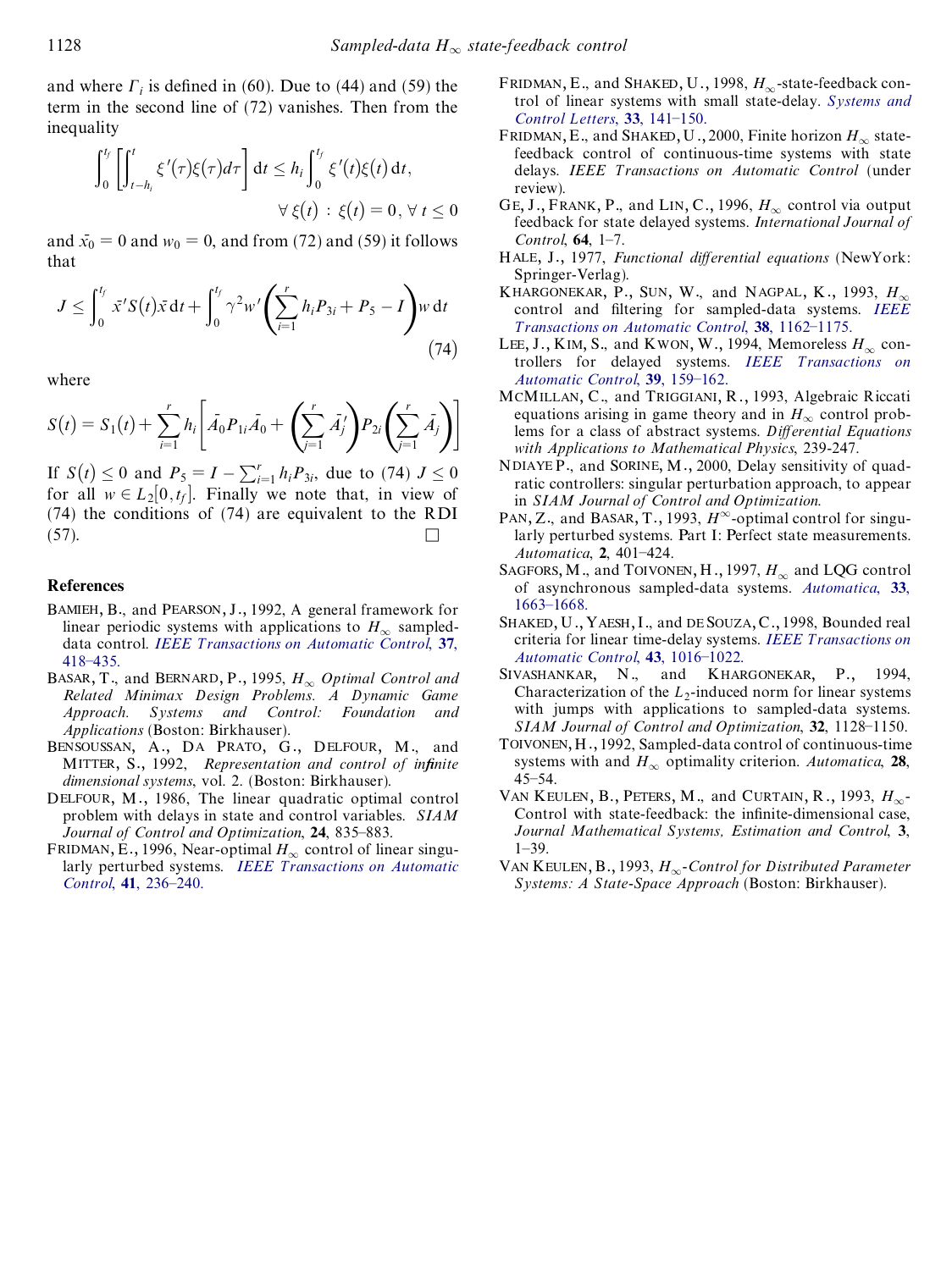and where $\Gamma_i$ is defined in (60). Due to (44) and (59) the term in the second line of (72) vanishes. Then from the inequality

$$\int_0^{t_f}\left[\int_{t-h_i}^{t}\xi'(\tau)\xi(\tau)d\tau\right]\mathrm{d}t \le h_i\int_0^{t_f}\xi'(t)\xi(t)\,\mathrm{d}t,$$
$$\forall\,\xi(t)\,:\,\xi(t)=0,\,\forall\,t\le 0$$

and $\bar{x}_0 = 0$ and $w_0 = 0$, and from (72) and (59) it follows that

$$J \le \int_0^{t_f}\bar{x}'S(t)\bar{x}\,\mathrm{d}t + \int_0^{t_f}\gamma^2 w'\left(\sum_{i=1}^{r}h_iP_{3i}+P_5-I\right)w\,\mathrm{d}t \tag{74}$$

where

$$S(t)=S_1(t)+\sum_{i=1}^{r}h_i\left[\bar{A}_0P_{1i}\bar{A}_0+\left(\sum_{j=1}^{r}\bar{A}_j'\right)P_{2i}\left(\sum_{j=1}^{r}\bar{A}_j\right)\right]$$

If $S(t)\le 0$ and $P_5 = I-\sum_{i=1}^{r}h_iP_{3i}$, due to (74) $J\le 0$ for all $w\in L_2[0,t_f]$. Finally we note that, in view of (74) the conditions of (74) are equivalent to the RDI (57). □

## References

BAMIEH, B., and PEARSON, J., 1992, A general framework for linear periodic systems with applications to $H_\infty$ sampled-data control. *IEEE Transactions on Automatic Control*, **37**, 418–435.

BASAR, T., and BERNARD, P., 1995, *$H_\infty$ Optimal Control and Related Minimax Design Problems. A Dynamic Game Approach. Systems and Control: Foundation and Applications* (Boston: Birkhauser).

BENSOUSSAN, A., DA PRATO, G., DELFOUR, M., and MITTER, S., 1992, *Representation and control of infinite dimensional systems*, vol. 2. (Boston: Birkhauser).

DELFOUR, M., 1986, The linear quadratic optimal control problem with delays in state and control variables. *SIAM Journal of Control and Optimization*, **24**, 835–883.

FRIDMAN, E., 1996, Near-optimal $H_\infty$ control of linear singularly perturbed systems. *IEEE Transactions on Automatic Control*, **41**, 236–240.

FRIDMAN, E., and SHAKED, U., 1998, $H_\infty$-state-feedback control of linear systems with small state-delay. *Systems and Control Letters*, **33**, 141–150.

FRIDMAN, E., and SHAKED, U., 2000, Finite horizon $H_\infty$ state-feedback control of continuous-time systems with state delays. *IEEE Transactions on Automatic Control* (under review).

GE, J., FRANK, P., and LIN, C., 1996, $H_\infty$ control via output feedback for state delayed systems. *International Journal of Control*, **64**, 1–7.

HALE, J., 1977, *Functional differential equations* (NewYork: Springer-Verlag).

KHARGONEKAR, P., SUN, W., and NAGPAL, K., 1993, $H_\infty$ control and filtering for sampled-data systems. *IEEE Transactions on Automatic Control*, **38**, 1162–1175.

LEE, J., KIM, S., and KWON, W., 1994, Memoreless $H_\infty$ controllers for delayed systems. *IEEE Transactions on Automatic Control*, **39**, 159–162.

MCMILLAN, C., and TRIGGIANI, R., 1993, Algebraic Riccati equations arising in game theory and in $H_\infty$ control problems for a class of abstract systems. *Differential Equations with Applications to Mathematical Physics*, 239-247.

NDIAYE P., and SORINE, M., 2000, Delay sensitivity of quadratic controllers: singular perturbation approach, to appear in *SIAM Journal of Control and Optimization*.

PAN, Z., and BASAR, T., 1993, $H^\infty$-optimal control for singularly perturbed systems. Part I: Perfect state measurements. *Automatica*, **2**, 401–424.

SAGFORS, M., and TOIVONEN, H., 1997, $H_\infty$ and LQG control of asynchronous sampled-data systems. *Automatica*, **33**, 1663–1668.

SHAKED, U., YAESH, I., and DE SOUZA, C., 1998, Bounded real criteria for linear time-delay systems. *IEEE Transactions on Automatic Control*, **43**, 1016–1022.

SIVASHANKAR, N., and KHARGONEKAR, P., 1994, Characterization of the $L_2$-induced norm for linear systems with jumps with applications to sampled-data systems. *SIAM Journal of Control and Optimization*, **32**, 1128–1150.

TOIVONEN, H., 1992, Sampled-data control of continuous-time systems with and $H_\infty$ optimality criterion. *Automatica*, **28**, 45–54.

VAN KEULEN, B., PETERS, M., and CURTAIN, R., 1993, $H_\infty$-Control with state-feedback: the infinite-dimensional case, *Journal Mathematical Systems, Estimation and Control*, **3**, 1–39.

VAN KEULEN, B., 1993, *$H_\infty$-Control for Distributed Parameter Systems: A State-Space Approach* (Boston: Birkhauser).